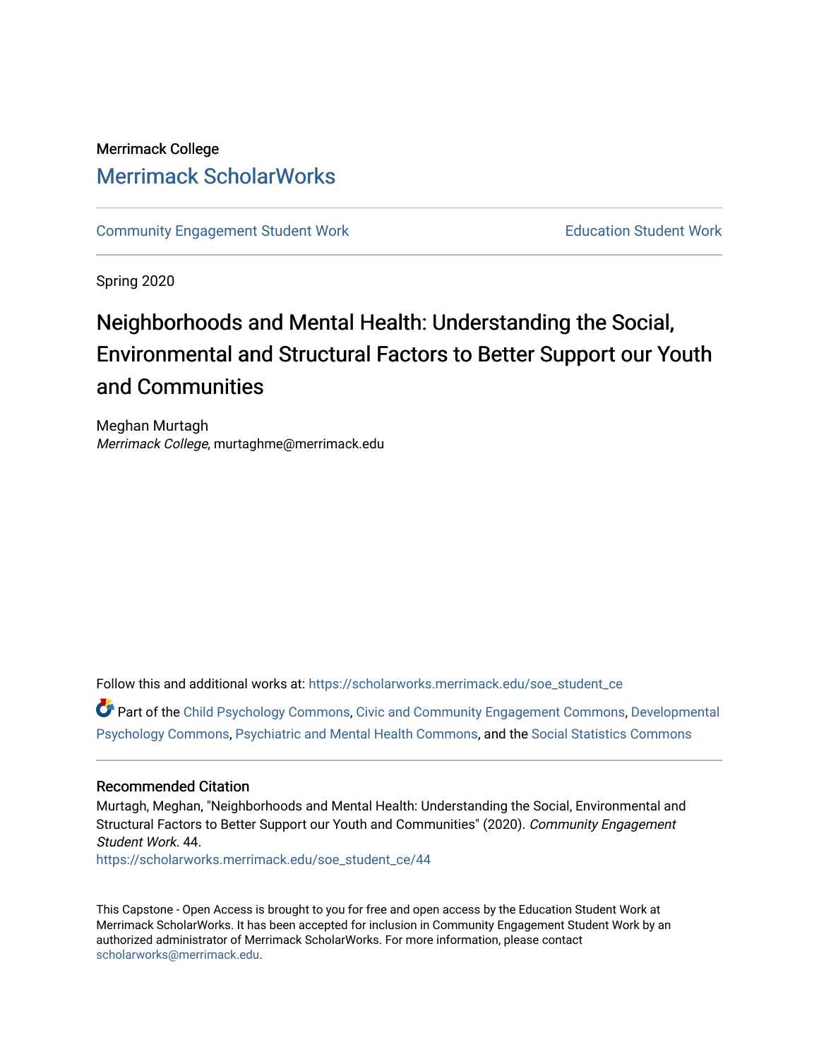Merrimack College

# Merrimack ScholarWorks

Community Engagement Student Work | Education Student Work

Spring 2020

# Neighborhoods and Mental Health: Understanding the Social, Environmental and Structural Factors to Better Support our Youth and Communities

Meghan Murtagh
*Merrimack College*, murtaghme@merrimack.edu

Follow this and additional works at: https://scholarworks.merrimack.edu/soe_student_ce

Part of the Child Psychology Commons, Civic and Community Engagement Commons, Developmental Psychology Commons, Psychiatric and Mental Health Commons, and the Social Statistics Commons

## Recommended Citation

Murtagh, Meghan, "Neighborhoods and Mental Health: Understanding the Social, Environmental and Structural Factors to Better Support our Youth and Communities" (2020). *Community Engagement Student Work*. 44.
https://scholarworks.merrimack.edu/soe_student_ce/44

This Capstone - Open Access is brought to you for free and open access by the Education Student Work at Merrimack ScholarWorks. It has been accepted for inclusion in Community Engagement Student Work by an authorized administrator of Merrimack ScholarWorks. For more information, please contact scholarworks@merrimack.edu.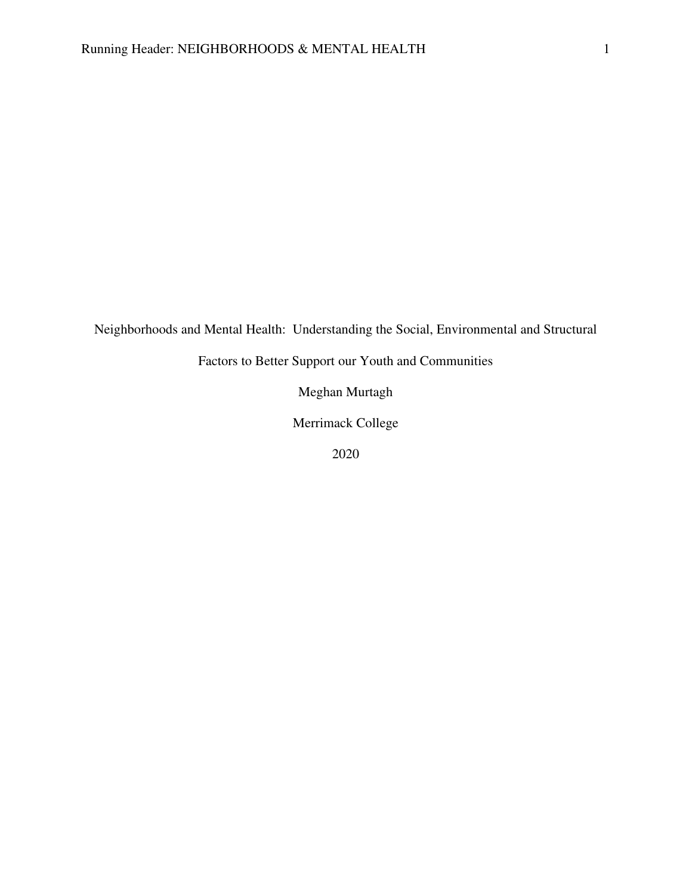# Neighborhoods and Mental Health: Understanding the Social, Environmental and Structural Factors to Better Support our Youth and Communities

Meghan Murtagh

Merrimack College

2020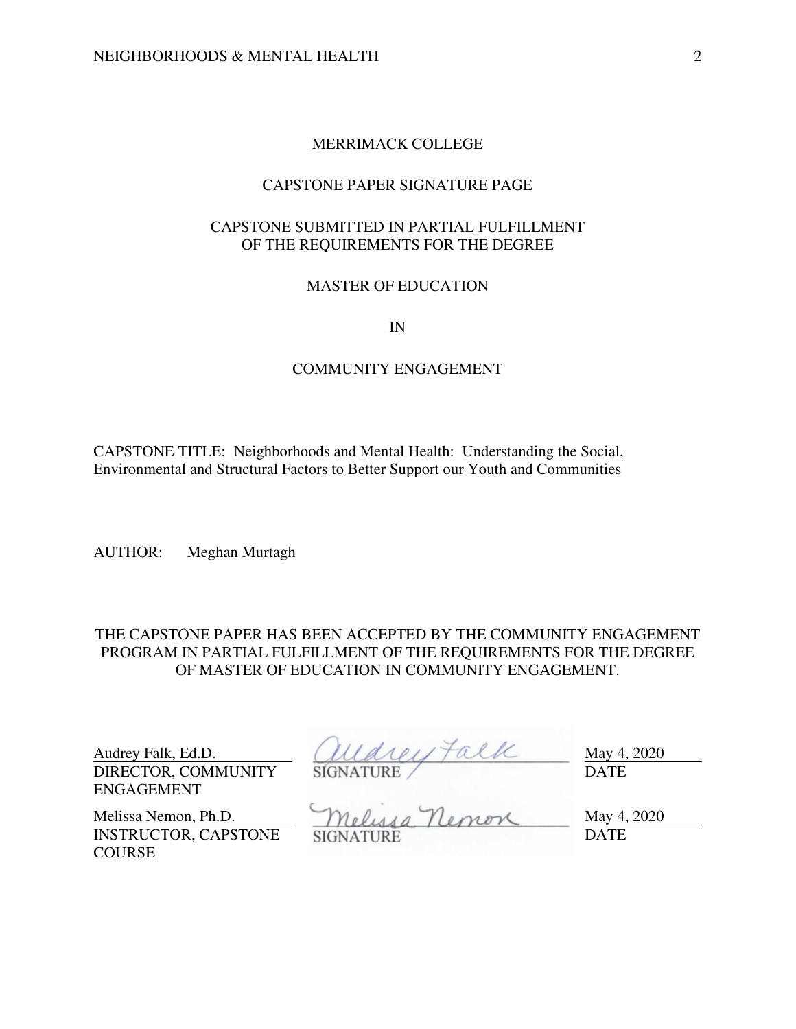MERRIMACK COLLEGE

CAPSTONE PAPER SIGNATURE PAGE

CAPSTONE SUBMITTED IN PARTIAL FULFILLMENT
OF THE REQUIREMENTS FOR THE DEGREE

MASTER OF EDUCATION

IN

COMMUNITY ENGAGEMENT

CAPSTONE TITLE: Neighborhoods and Mental Health: Understanding the Social, Environmental and Structural Factors to Better Support our Youth and Communities

AUTHOR: Meghan Murtagh

THE CAPSTONE PAPER HAS BEEN ACCEPTED BY THE COMMUNITY ENGAGEMENT PROGRAM IN PARTIAL FULFILLMENT OF THE REQUIREMENTS FOR THE DEGREE OF MASTER OF EDUCATION IN COMMUNITY ENGAGEMENT.

| | | |
|---|---|---|
| Audrey Falk, Ed.D.<br>DIRECTOR, COMMUNITY ENGAGEMENT | Audrey Falk<br>SIGNATURE | May 4, 2020<br>DATE |
| Melissa Nemon, Ph.D.<br>INSTRUCTOR, CAPSTONE COURSE | Melissa Nemon<br>SIGNATURE | May 4, 2020<br>DATE |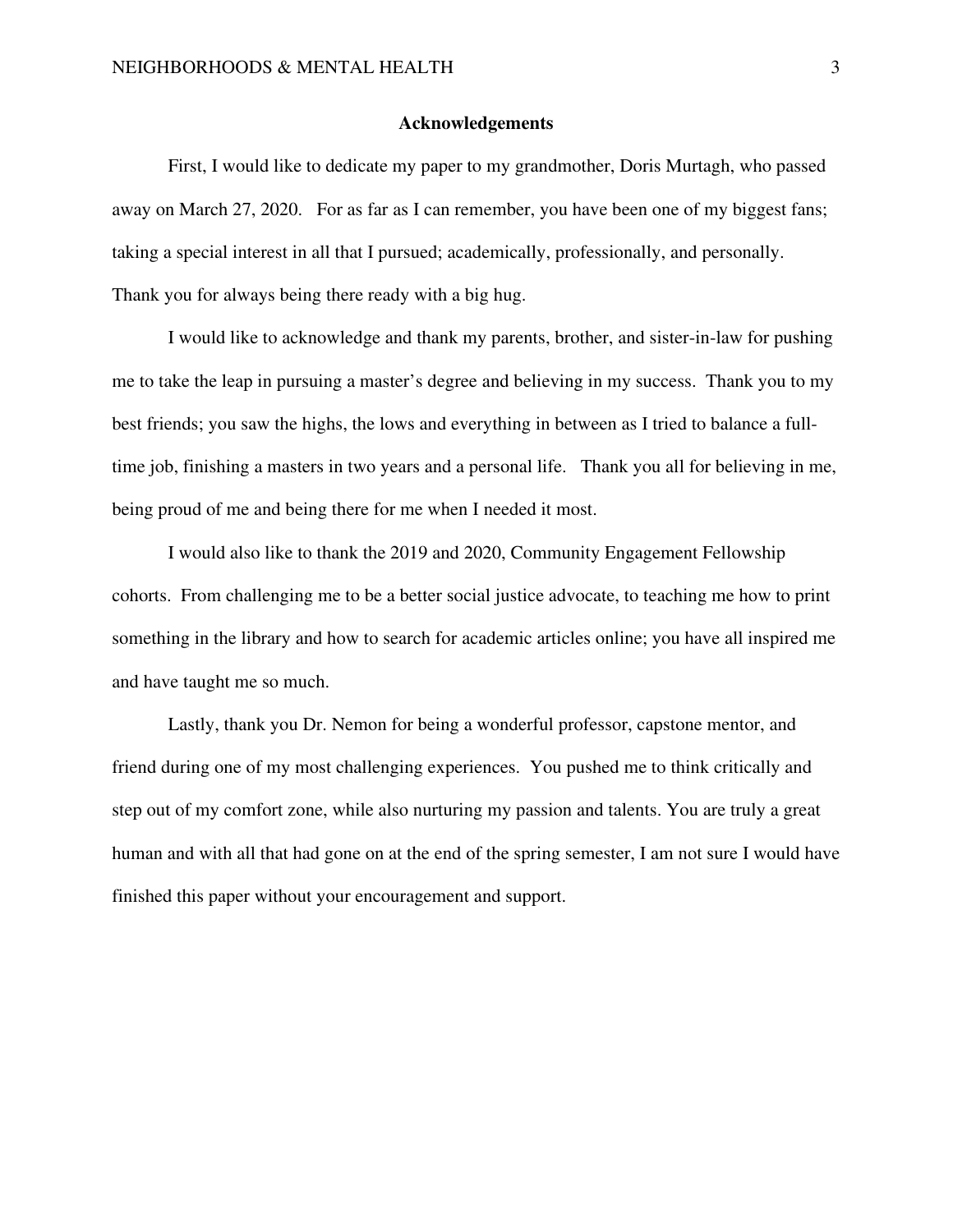## Acknowledgements

First, I would like to dedicate my paper to my grandmother, Doris Murtagh, who passed away on March 27, 2020. For as far as I can remember, you have been one of my biggest fans; taking a special interest in all that I pursued; academically, professionally, and personally. Thank you for always being there ready with a big hug.

I would like to acknowledge and thank my parents, brother, and sister-in-law for pushing me to take the leap in pursuing a master's degree and believing in my success. Thank you to my best friends; you saw the highs, the lows and everything in between as I tried to balance a full-time job, finishing a masters in two years and a personal life. Thank you all for believing in me, being proud of me and being there for me when I needed it most.

I would also like to thank the 2019 and 2020, Community Engagement Fellowship cohorts. From challenging me to be a better social justice advocate, to teaching me how to print something in the library and how to search for academic articles online; you have all inspired me and have taught me so much.

Lastly, thank you Dr. Nemon for being a wonderful professor, capstone mentor, and friend during one of my most challenging experiences. You pushed me to think critically and step out of my comfort zone, while also nurturing my passion and talents. You are truly a great human and with all that had gone on at the end of the spring semester, I am not sure I would have finished this paper without your encouragement and support.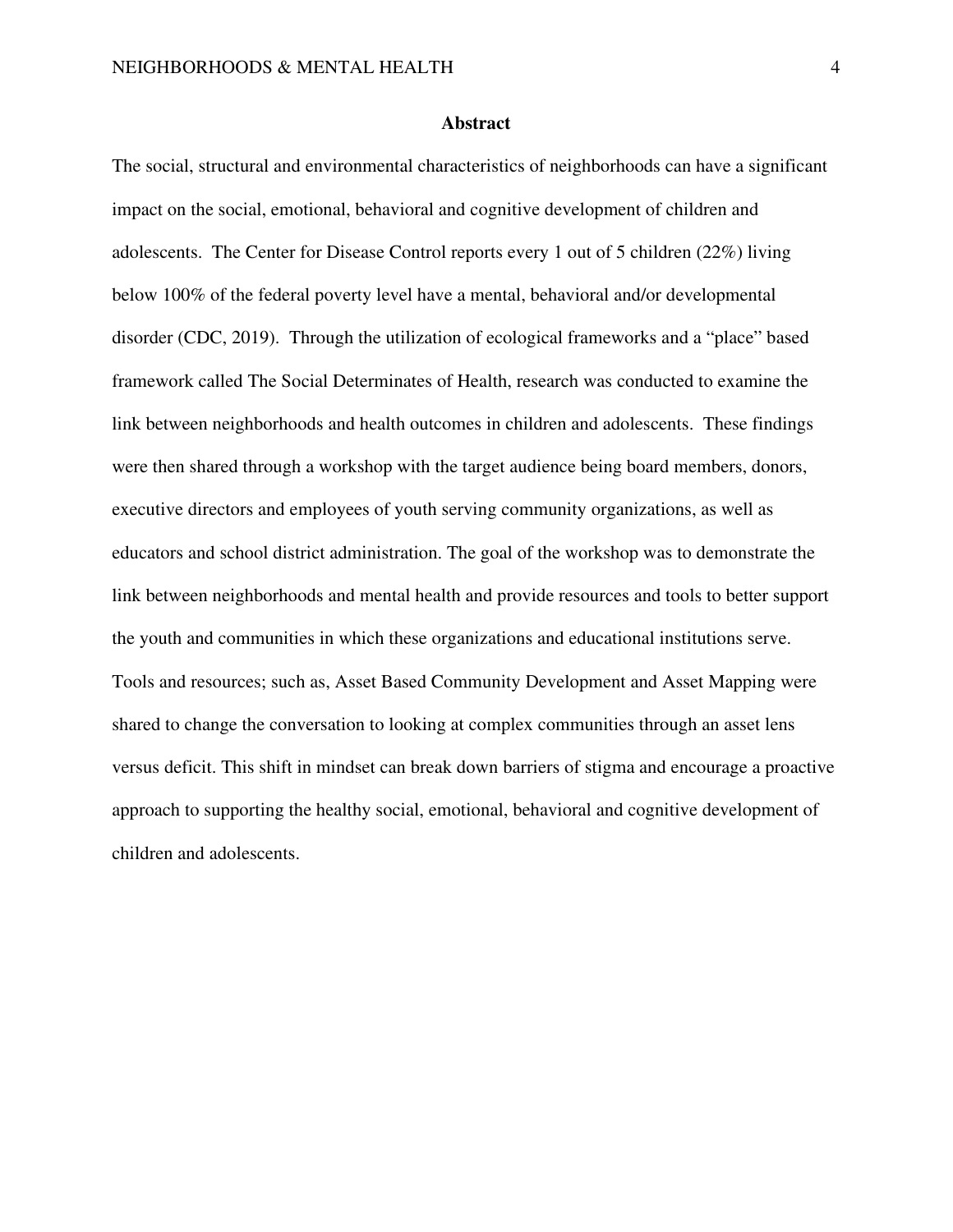## Abstract

The social, structural and environmental characteristics of neighborhoods can have a significant impact on the social, emotional, behavioral and cognitive development of children and adolescents. The Center for Disease Control reports every 1 out of 5 children (22%) living below 100% of the federal poverty level have a mental, behavioral and/or developmental disorder (CDC, 2019). Through the utilization of ecological frameworks and a "place" based framework called The Social Determinates of Health, research was conducted to examine the link between neighborhoods and health outcomes in children and adolescents. These findings were then shared through a workshop with the target audience being board members, donors, executive directors and employees of youth serving community organizations, as well as educators and school district administration. The goal of the workshop was to demonstrate the link between neighborhoods and mental health and provide resources and tools to better support the youth and communities in which these organizations and educational institutions serve. Tools and resources; such as, Asset Based Community Development and Asset Mapping were shared to change the conversation to looking at complex communities through an asset lens versus deficit. This shift in mindset can break down barriers of stigma and encourage a proactive approach to supporting the healthy social, emotional, behavioral and cognitive development of children and adolescents.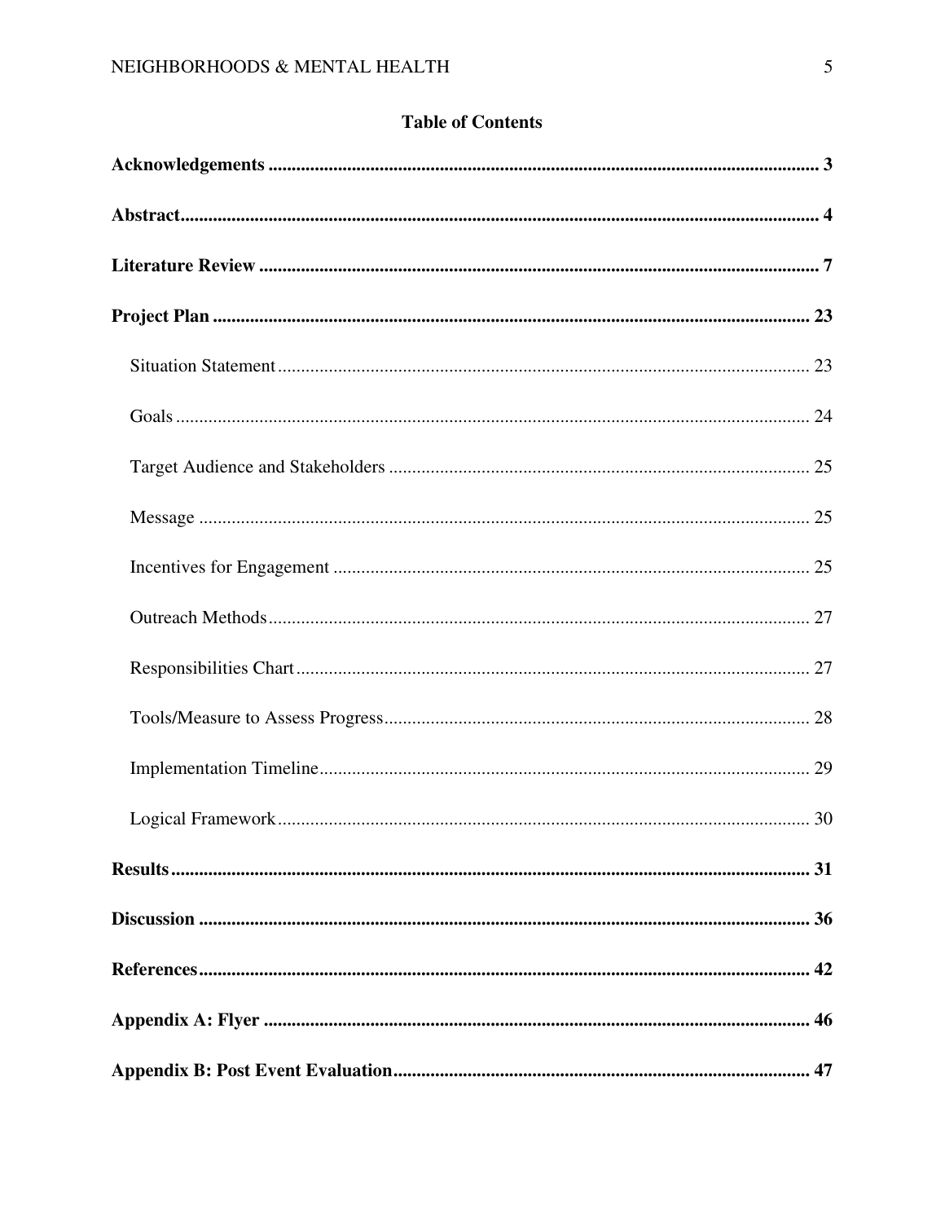# Table of Contents

**Acknowledgements** ........................................................................................................ **3**

**Abstract** ........................................................................................................................ **4**

**Literature Review** ........................................................................................................ **7**

**Project Plan** ................................................................................................................ **23**

- Situation Statement ................................................................................................. 23
- Goals ....................................................................................................................... 24
- Target Audience and Stakeholders .......................................................................... 25
- Message .................................................................................................................. 25
- Incentives for Engagement ...................................................................................... 25
- Outreach Methods .................................................................................................... 27
- Responsibilities Chart .............................................................................................. 27
- Tools/Measure to Assess Progress ........................................................................... 28
- Implementation Timeline ......................................................................................... 29
- Logical Framework .................................................................................................. 30

**Results** ........................................................................................................................ **31**

**Discussion** .................................................................................................................. **36**

**References** .................................................................................................................. **42**

**Appendix A: Flyer** ...................................................................................................... **46**

**Appendix B: Post Event Evaluation** ......................................................................... **47**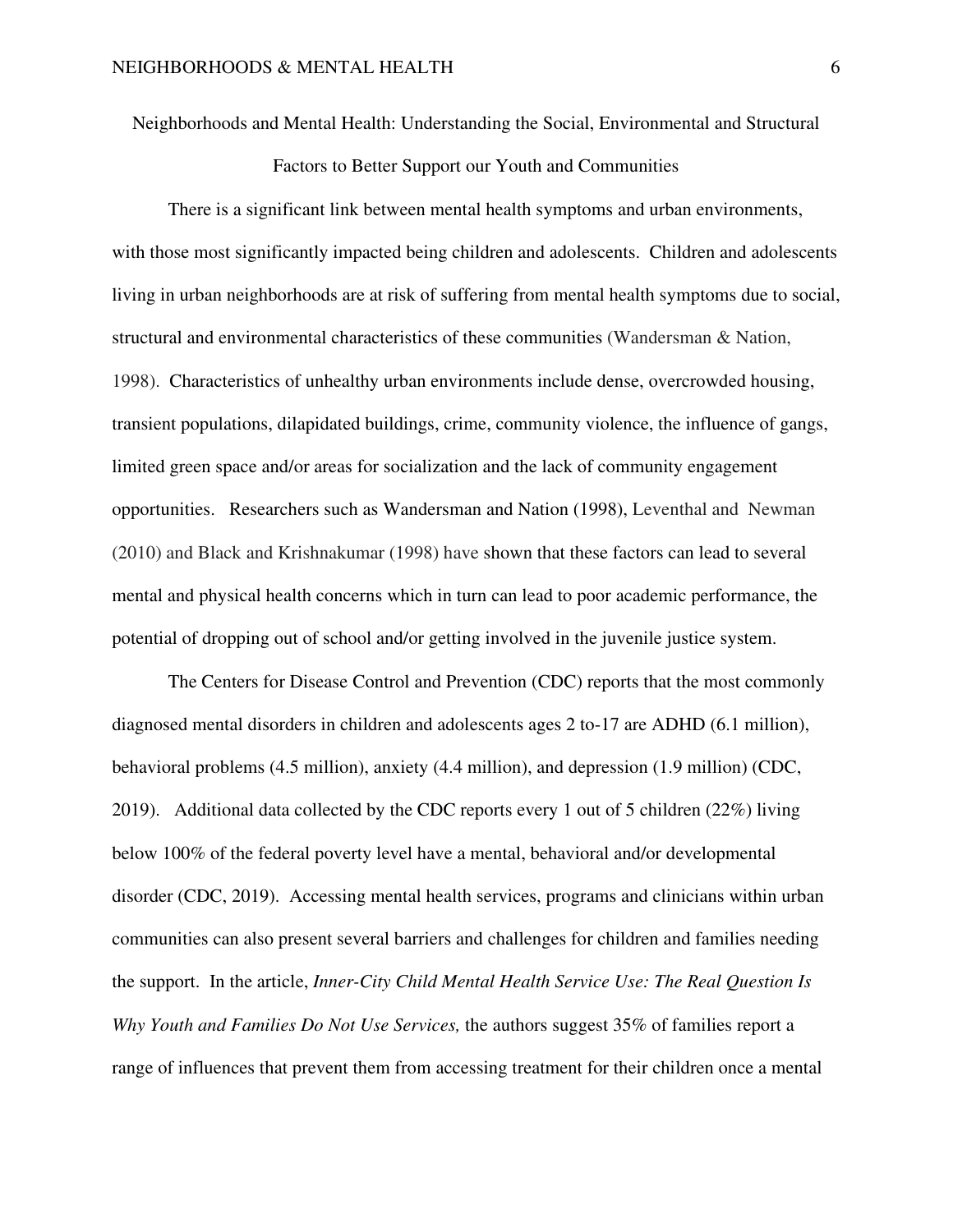# Neighborhoods and Mental Health: Understanding the Social, Environmental and Structural Factors to Better Support our Youth and Communities

There is a significant link between mental health symptoms and urban environments, with those most significantly impacted being children and adolescents. Children and adolescents living in urban neighborhoods are at risk of suffering from mental health symptoms due to social, structural and environmental characteristics of these communities (Wandersman & Nation, 1998). Characteristics of unhealthy urban environments include dense, overcrowded housing, transient populations, dilapidated buildings, crime, community violence, the influence of gangs, limited green space and/or areas for socialization and the lack of community engagement opportunities. Researchers such as Wandersman and Nation (1998), Leventhal and Newman (2010) and Black and Krishnakumar (1998) have shown that these factors can lead to several mental and physical health concerns which in turn can lead to poor academic performance, the potential of dropping out of school and/or getting involved in the juvenile justice system.

The Centers for Disease Control and Prevention (CDC) reports that the most commonly diagnosed mental disorders in children and adolescents ages 2 to-17 are ADHD (6.1 million), behavioral problems (4.5 million), anxiety (4.4 million), and depression (1.9 million) (CDC, 2019). Additional data collected by the CDC reports every 1 out of 5 children (22%) living below 100% of the federal poverty level have a mental, behavioral and/or developmental disorder (CDC, 2019). Accessing mental health services, programs and clinicians within urban communities can also present several barriers and challenges for children and families needing the support. In the article, ***Inner-City Child Mental Health Service Use: The Real Question Is Why Youth and Families Do Not Use Services,*** the authors suggest 35% of families report a range of influences that prevent them from accessing treatment for their children once a mental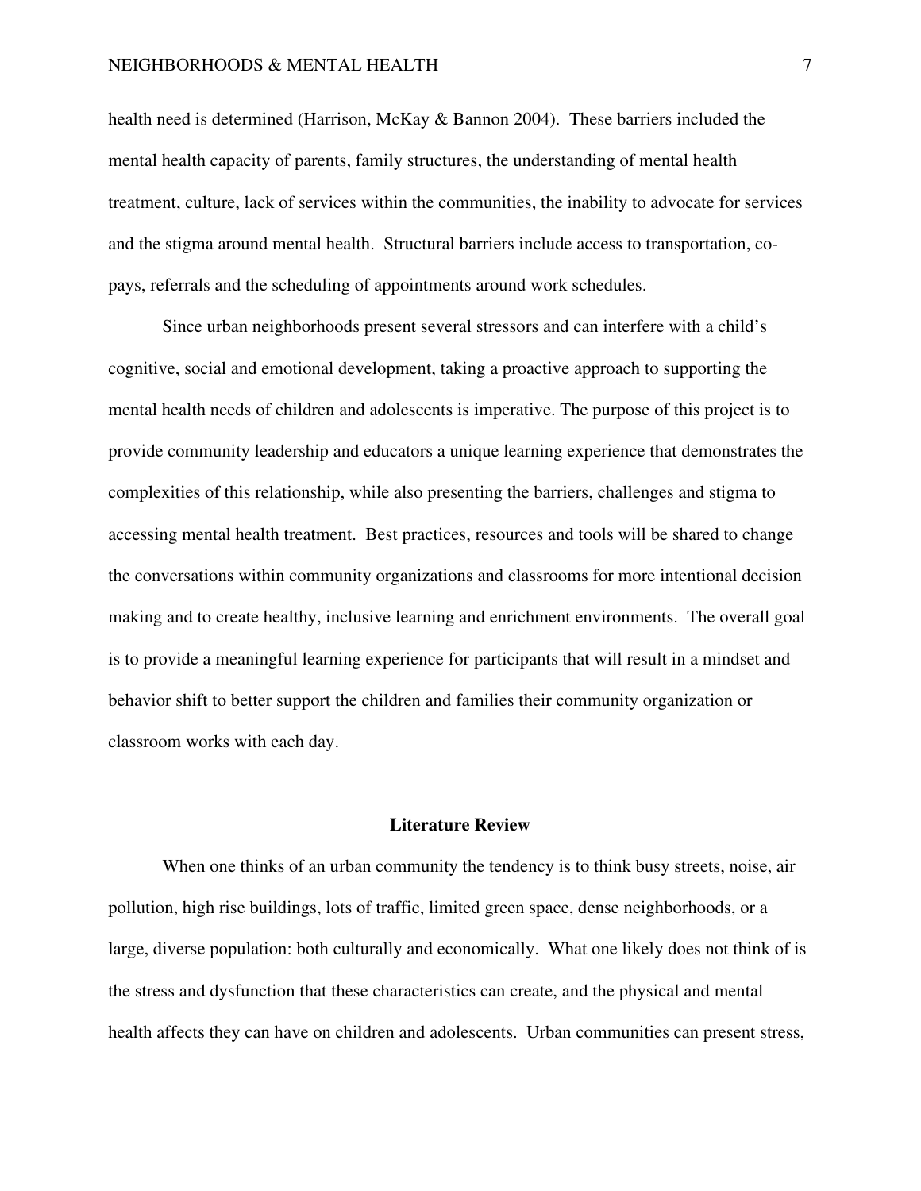health need is determined (Harrison, McKay & Bannon 2004). These barriers included the mental health capacity of parents, family structures, the understanding of mental health treatment, culture, lack of services within the communities, the inability to advocate for services and the stigma around mental health. Structural barriers include access to transportation, co-pays, referrals and the scheduling of appointments around work schedules.

Since urban neighborhoods present several stressors and can interfere with a child's cognitive, social and emotional development, taking a proactive approach to supporting the mental health needs of children and adolescents is imperative. The purpose of this project is to provide community leadership and educators a unique learning experience that demonstrates the complexities of this relationship, while also presenting the barriers, challenges and stigma to accessing mental health treatment. Best practices, resources and tools will be shared to change the conversations within community organizations and classrooms for more intentional decision making and to create healthy, inclusive learning and enrichment environments. The overall goal is to provide a meaningful learning experience for participants that will result in a mindset and behavior shift to better support the children and families their community organization or classroom works with each day.

## Literature Review

When one thinks of an urban community the tendency is to think busy streets, noise, air pollution, high rise buildings, lots of traffic, limited green space, dense neighborhoods, or a large, diverse population: both culturally and economically. What one likely does not think of is the stress and dysfunction that these characteristics can create, and the physical and mental health affects they can have on children and adolescents. Urban communities can present stress,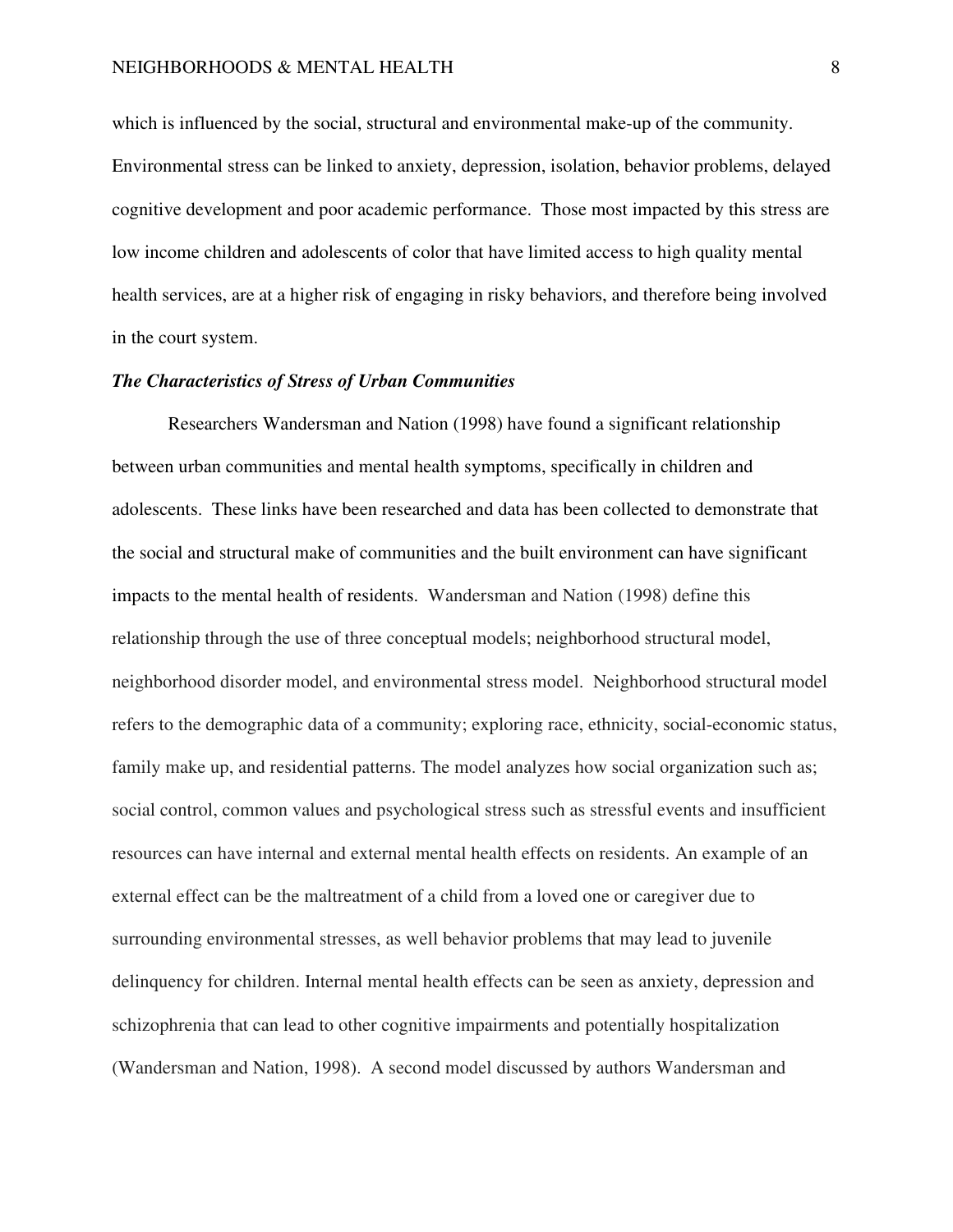which is influenced by the social, structural and environmental make-up of the community. Environmental stress can be linked to anxiety, depression, isolation, behavior problems, delayed cognitive development and poor academic performance. Those most impacted by this stress are low income children and adolescents of color that have limited access to high quality mental health services, are at a higher risk of engaging in risky behaviors, and therefore being involved in the court system.

***The Characteristics of Stress of Urban Communities***

Researchers Wandersman and Nation (1998) have found a significant relationship between urban communities and mental health symptoms, specifically in children and adolescents. These links have been researched and data has been collected to demonstrate that the social and structural make of communities and the built environment can have significant impacts to the mental health of residents. Wandersman and Nation (1998) define this relationship through the use of three conceptual models; neighborhood structural model, neighborhood disorder model, and environmental stress model. Neighborhood structural model refers to the demographic data of a community; exploring race, ethnicity, social-economic status, family make up, and residential patterns. The model analyzes how social organization such as; social control, common values and psychological stress such as stressful events and insufficient resources can have internal and external mental health effects on residents. An example of an external effect can be the maltreatment of a child from a loved one or caregiver due to surrounding environmental stresses, as well behavior problems that may lead to juvenile delinquency for children. Internal mental health effects can be seen as anxiety, depression and schizophrenia that can lead to other cognitive impairments and potentially hospitalization (Wandersman and Nation, 1998). A second model discussed by authors Wandersman and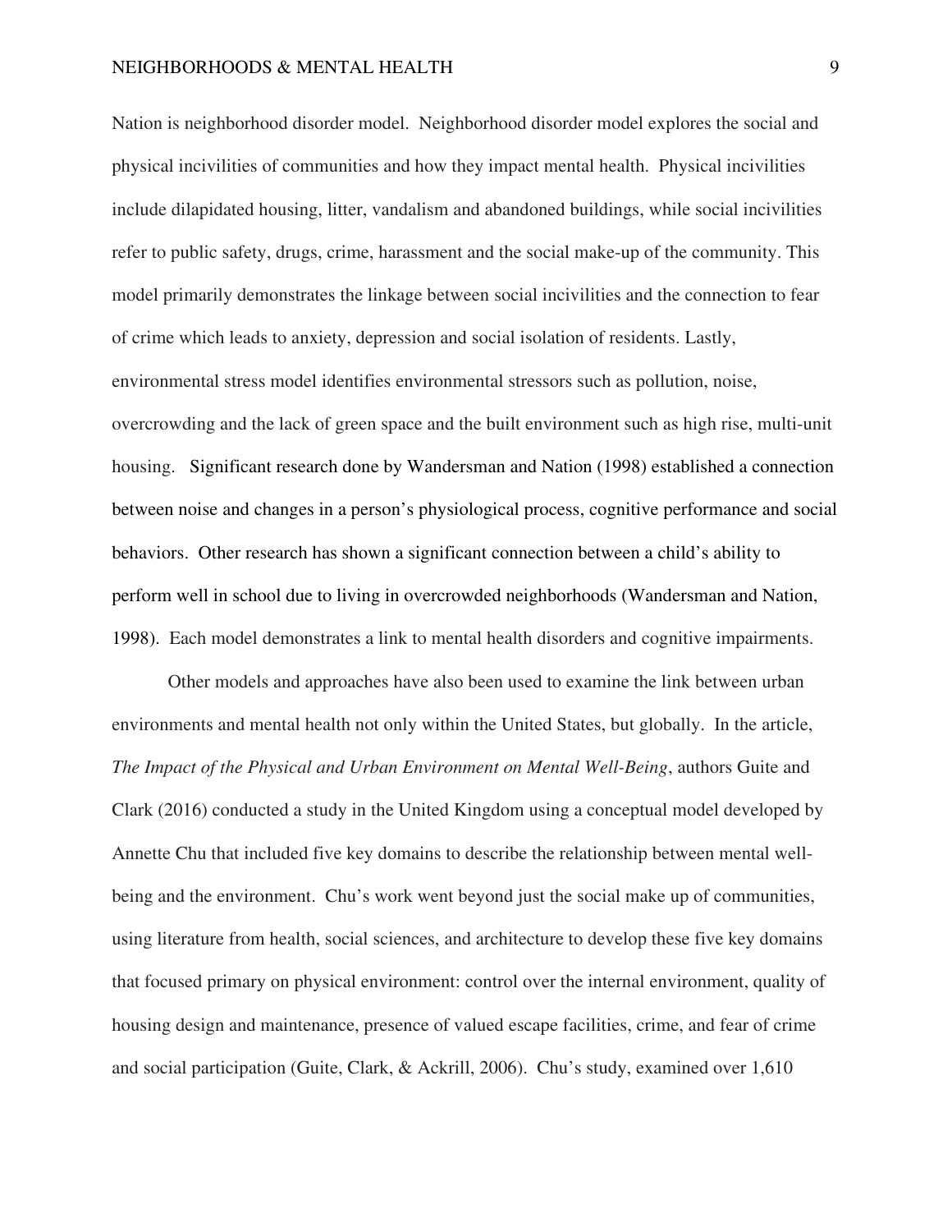Nation is neighborhood disorder model. Neighborhood disorder model explores the social and physical incivilities of communities and how they impact mental health. Physical incivilities include dilapidated housing, litter, vandalism and abandoned buildings, while social incivilities refer to public safety, drugs, crime, harassment and the social make-up of the community. This model primarily demonstrates the linkage between social incivilities and the connection to fear of crime which leads to anxiety, depression and social isolation of residents. Lastly, environmental stress model identifies environmental stressors such as pollution, noise, overcrowding and the lack of green space and the built environment such as high rise, multi-unit housing. Significant research done by Wandersman and Nation (1998) established a connection between noise and changes in a person's physiological process, cognitive performance and social behaviors. Other research has shown a significant connection between a child's ability to perform well in school due to living in overcrowded neighborhoods (Wandersman and Nation, 1998). Each model demonstrates a link to mental health disorders and cognitive impairments.

Other models and approaches have also been used to examine the link between urban environments and mental health not only within the United States, but globally. In the article, *The Impact of the Physical and Urban Environment on Mental Well-Being*, authors Guite and Clark (2016) conducted a study in the United Kingdom using a conceptual model developed by Annette Chu that included five key domains to describe the relationship between mental well-being and the environment. Chu's work went beyond just the social make up of communities, using literature from health, social sciences, and architecture to develop these five key domains that focused primary on physical environment: control over the internal environment, quality of housing design and maintenance, presence of valued escape facilities, crime, and fear of crime and social participation (Guite, Clark, & Ackrill, 2006). Chu's study, examined over 1,610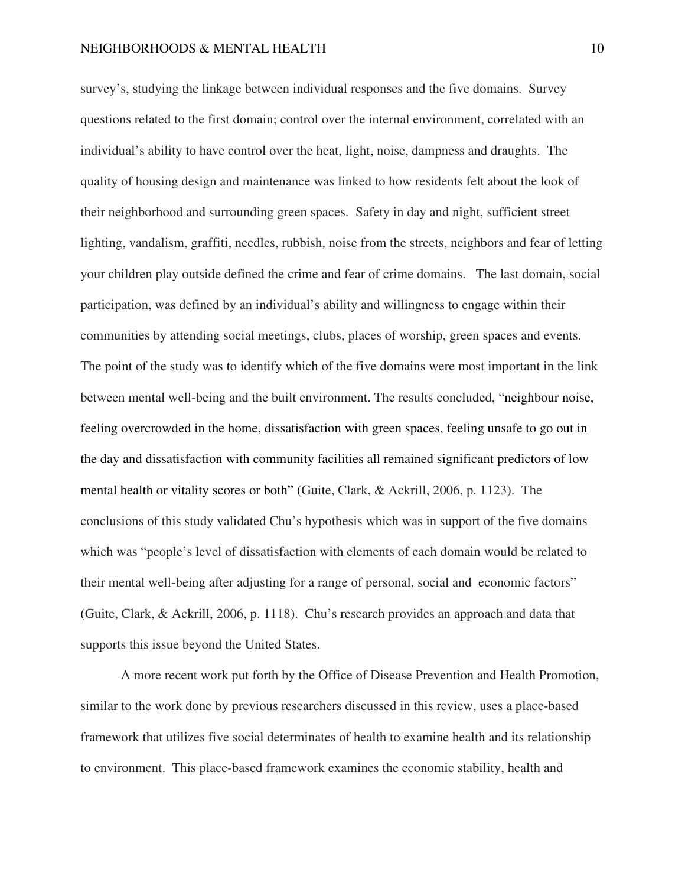survey's, studying the linkage between individual responses and the five domains. Survey questions related to the first domain; control over the internal environment, correlated with an individual's ability to have control over the heat, light, noise, dampness and draughts. The quality of housing design and maintenance was linked to how residents felt about the look of their neighborhood and surrounding green spaces. Safety in day and night, sufficient street lighting, vandalism, graffiti, needles, rubbish, noise from the streets, neighbors and fear of letting your children play outside defined the crime and fear of crime domains. The last domain, social participation, was defined by an individual's ability and willingness to engage within their communities by attending social meetings, clubs, places of worship, green spaces and events. The point of the study was to identify which of the five domains were most important in the link between mental well-being and the built environment. The results concluded, "neighbour noise, feeling overcrowded in the home, dissatisfaction with green spaces, feeling unsafe to go out in the day and dissatisfaction with community facilities all remained significant predictors of low mental health or vitality scores or both" (Guite, Clark, & Ackrill, 2006, p. 1123). The conclusions of this study validated Chu's hypothesis which was in support of the five domains which was "people's level of dissatisfaction with elements of each domain would be related to their mental well-being after adjusting for a range of personal, social and economic factors" (Guite, Clark, & Ackrill, 2006, p. 1118). Chu's research provides an approach and data that supports this issue beyond the United States.

A more recent work put forth by the Office of Disease Prevention and Health Promotion, similar to the work done by previous researchers discussed in this review, uses a place-based framework that utilizes five social determinates of health to examine health and its relationship to environment. This place-based framework examines the economic stability, health and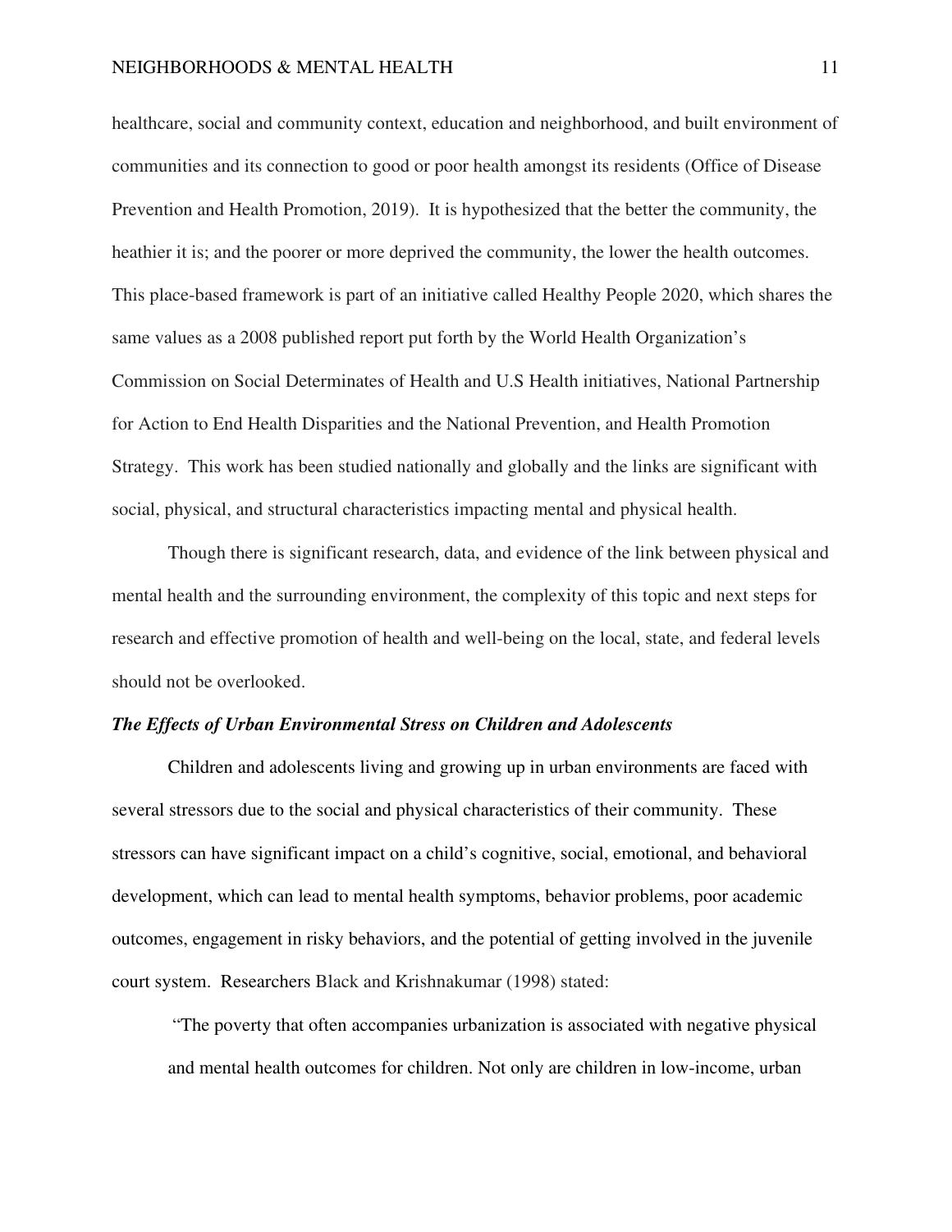healthcare, social and community context, education and neighborhood, and built environment of communities and its connection to good or poor health amongst its residents (Office of Disease Prevention and Health Promotion, 2019). It is hypothesized that the better the community, the heathier it is; and the poorer or more deprived the community, the lower the health outcomes. This place-based framework is part of an initiative called Healthy People 2020, which shares the same values as a 2008 published report put forth by the World Health Organization's Commission on Social Determinates of Health and U.S Health initiatives, National Partnership for Action to End Health Disparities and the National Prevention, and Health Promotion Strategy. This work has been studied nationally and globally and the links are significant with social, physical, and structural characteristics impacting mental and physical health.

Though there is significant research, data, and evidence of the link between physical and mental health and the surrounding environment, the complexity of this topic and next steps for research and effective promotion of health and well-being on the local, state, and federal levels should not be overlooked.

### ***The Effects of Urban Environmental Stress on Children and Adolescents***

Children and adolescents living and growing up in urban environments are faced with several stressors due to the social and physical characteristics of their community. These stressors can have significant impact on a child's cognitive, social, emotional, and behavioral development, which can lead to mental health symptoms, behavior problems, poor academic outcomes, engagement in risky behaviors, and the potential of getting involved in the juvenile court system. Researchers Black and Krishnakumar (1998) stated:

> "The poverty that often accompanies urbanization is associated with negative physical and mental health outcomes for children. Not only are children in low-income, urban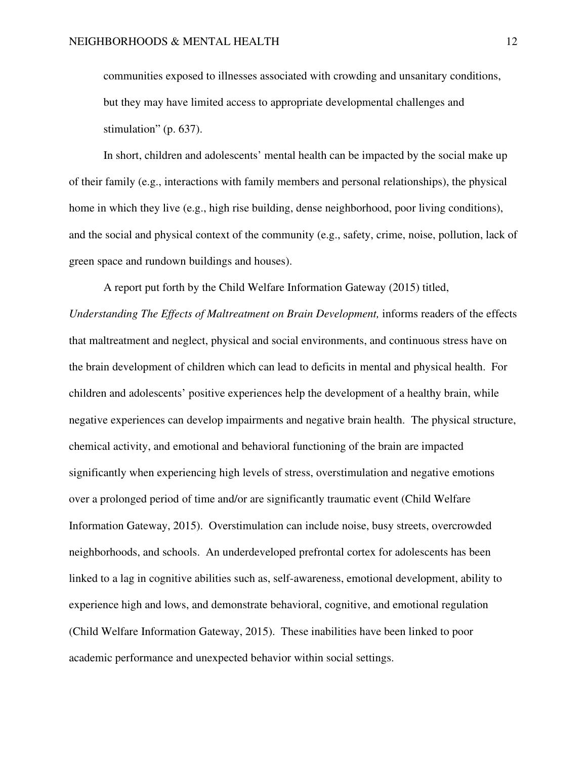communities exposed to illnesses associated with crowding and unsanitary conditions, but they may have limited access to appropriate developmental challenges and stimulation" (p. 637).

In short, children and adolescents' mental health can be impacted by the social make up of their family (e.g., interactions with family members and personal relationships), the physical home in which they live (e.g., high rise building, dense neighborhood, poor living conditions), and the social and physical context of the community (e.g., safety, crime, noise, pollution, lack of green space and rundown buildings and houses).

A report put forth by the Child Welfare Information Gateway (2015) titled, *Understanding The Effects of Maltreatment on Brain Development,* informs readers of the effects that maltreatment and neglect, physical and social environments, and continuous stress have on the brain development of children which can lead to deficits in mental and physical health. For children and adolescents' positive experiences help the development of a healthy brain, while negative experiences can develop impairments and negative brain health. The physical structure, chemical activity, and emotional and behavioral functioning of the brain are impacted significantly when experiencing high levels of stress, overstimulation and negative emotions over a prolonged period of time and/or are significantly traumatic event (Child Welfare Information Gateway, 2015). Overstimulation can include noise, busy streets, overcrowded neighborhoods, and schools. An underdeveloped prefrontal cortex for adolescents has been linked to a lag in cognitive abilities such as, self-awareness, emotional development, ability to experience high and lows, and demonstrate behavioral, cognitive, and emotional regulation (Child Welfare Information Gateway, 2015). These inabilities have been linked to poor academic performance and unexpected behavior within social settings.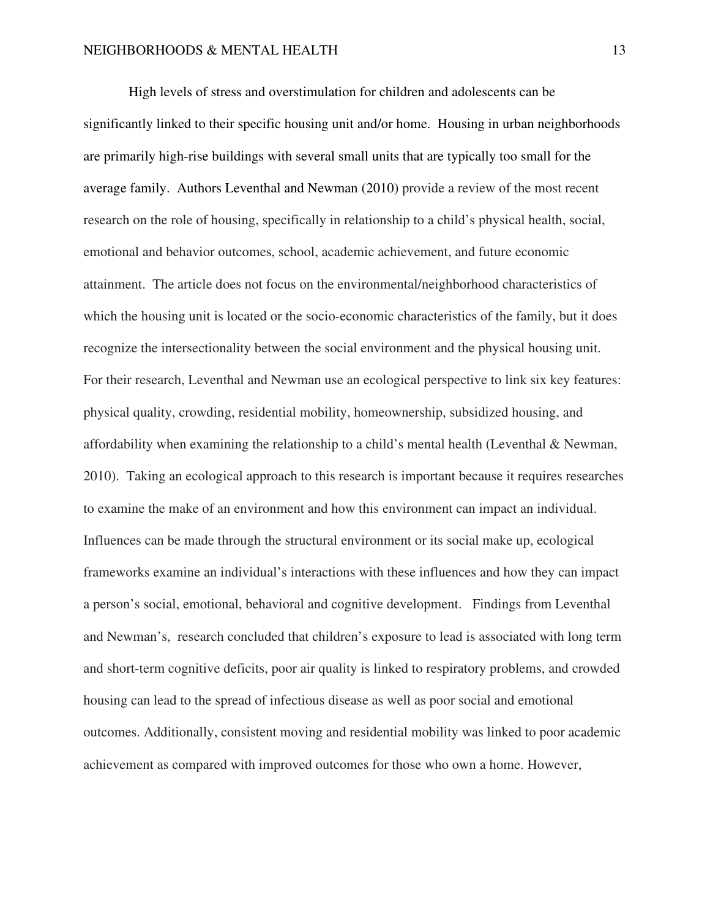High levels of stress and overstimulation for children and adolescents can be significantly linked to their specific housing unit and/or home. Housing in urban neighborhoods are primarily high-rise buildings with several small units that are typically too small for the average family. Authors Leventhal and Newman (2010) provide a review of the most recent research on the role of housing, specifically in relationship to a child's physical health, social, emotional and behavior outcomes, school, academic achievement, and future economic attainment. The article does not focus on the environmental/neighborhood characteristics of which the housing unit is located or the socio-economic characteristics of the family, but it does recognize the intersectionality between the social environment and the physical housing unit. For their research, Leventhal and Newman use an ecological perspective to link six key features: physical quality, crowding, residential mobility, homeownership, subsidized housing, and affordability when examining the relationship to a child's mental health (Leventhal & Newman, 2010). Taking an ecological approach to this research is important because it requires researches to examine the make of an environment and how this environment can impact an individual. Influences can be made through the structural environment or its social make up, ecological frameworks examine an individual's interactions with these influences and how they can impact a person's social, emotional, behavioral and cognitive development. Findings from Leventhal and Newman's, research concluded that children's exposure to lead is associated with long term and short-term cognitive deficits, poor air quality is linked to respiratory problems, and crowded housing can lead to the spread of infectious disease as well as poor social and emotional outcomes. Additionally, consistent moving and residential mobility was linked to poor academic achievement as compared with improved outcomes for those who own a home. However,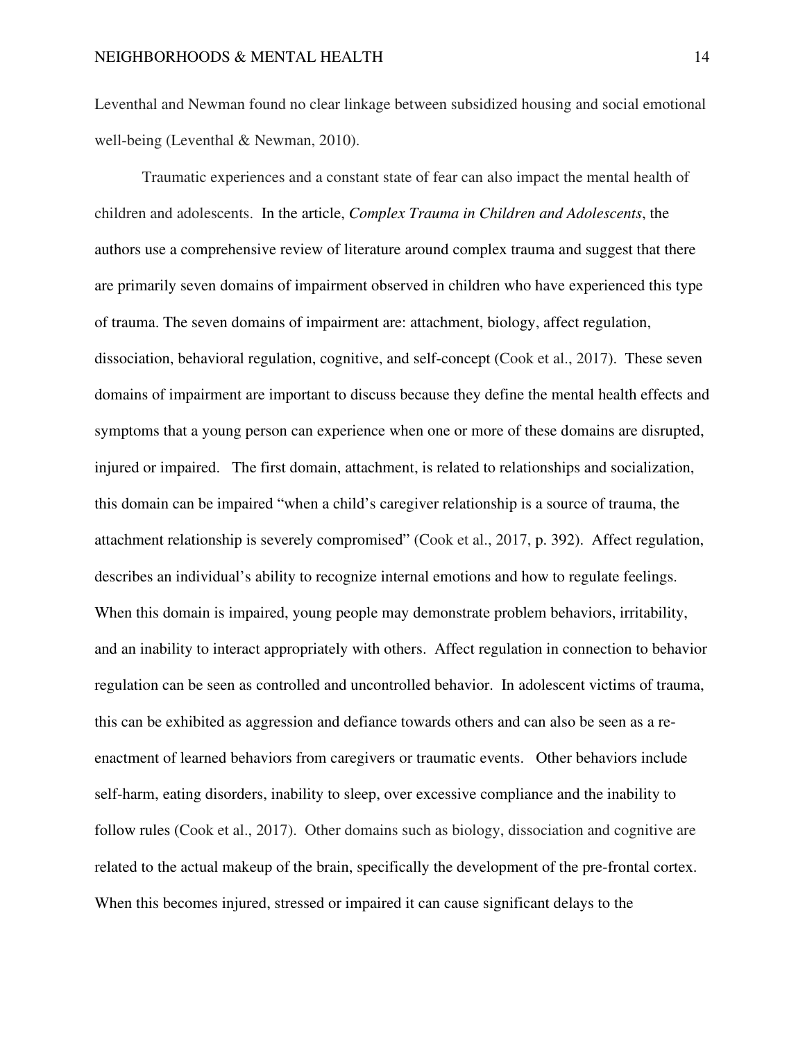Leventhal and Newman found no clear linkage between subsidized housing and social emotional well-being (Leventhal & Newman, 2010).

Traumatic experiences and a constant state of fear can also impact the mental health of children and adolescents. In the article, *Complex Trauma in Children and Adolescents*, the authors use a comprehensive review of literature around complex trauma and suggest that there are primarily seven domains of impairment observed in children who have experienced this type of trauma. The seven domains of impairment are: attachment, biology, affect regulation, dissociation, behavioral regulation, cognitive, and self-concept (Cook et al., 2017). These seven domains of impairment are important to discuss because they define the mental health effects and symptoms that a young person can experience when one or more of these domains are disrupted, injured or impaired. The first domain, attachment, is related to relationships and socialization, this domain can be impaired "when a child's caregiver relationship is a source of trauma, the attachment relationship is severely compromised" (Cook et al., 2017, p. 392). Affect regulation, describes an individual's ability to recognize internal emotions and how to regulate feelings. When this domain is impaired, young people may demonstrate problem behaviors, irritability, and an inability to interact appropriately with others. Affect regulation in connection to behavior regulation can be seen as controlled and uncontrolled behavior. In adolescent victims of trauma, this can be exhibited as aggression and defiance towards others and can also be seen as a re-enactment of learned behaviors from caregivers or traumatic events. Other behaviors include self-harm, eating disorders, inability to sleep, over excessive compliance and the inability to follow rules (Cook et al., 2017). Other domains such as biology, dissociation and cognitive are related to the actual makeup of the brain, specifically the development of the pre-frontal cortex. When this becomes injured, stressed or impaired it can cause significant delays to the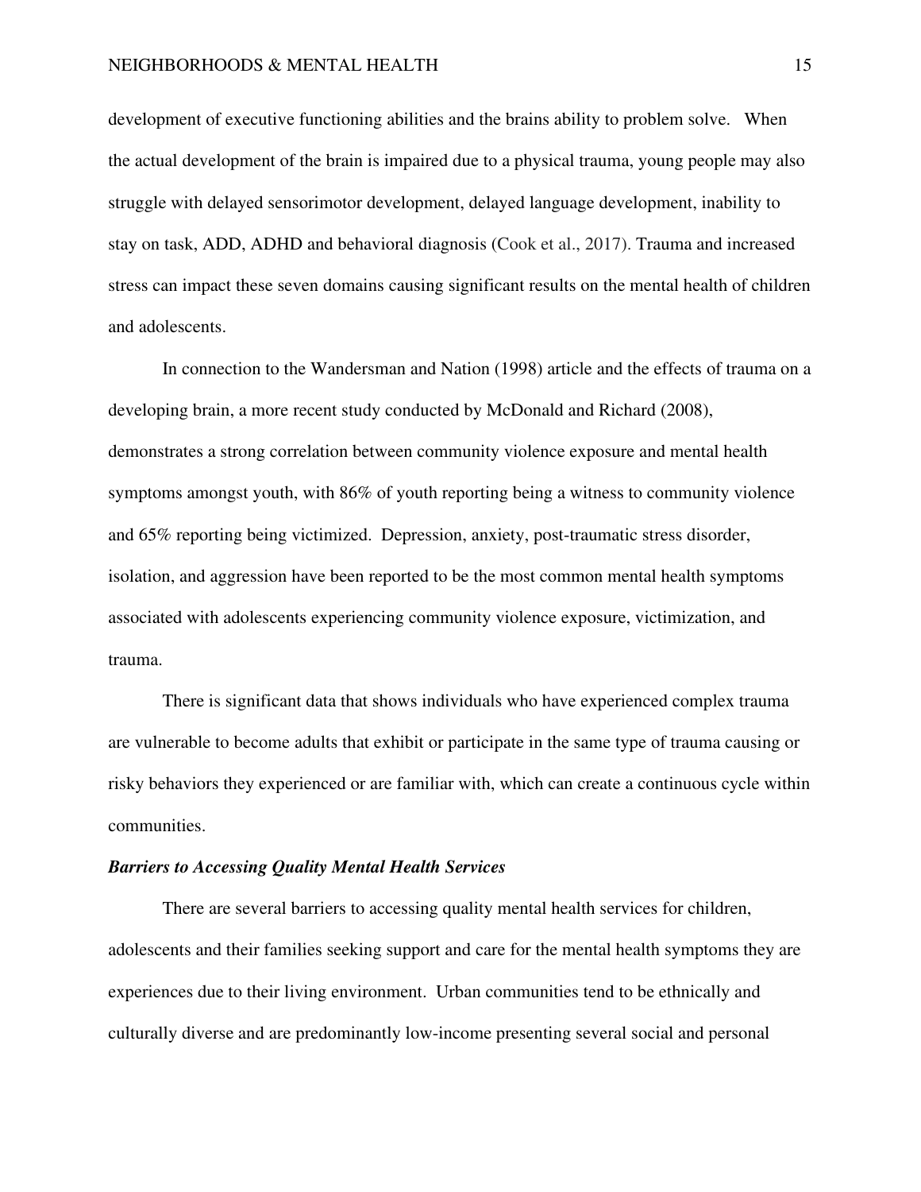development of executive functioning abilities and the brains ability to problem solve. When the actual development of the brain is impaired due to a physical trauma, young people may also struggle with delayed sensorimotor development, delayed language development, inability to stay on task, ADD, ADHD and behavioral diagnosis (Cook et al., 2017). Trauma and increased stress can impact these seven domains causing significant results on the mental health of children and adolescents.

In connection to the Wandersman and Nation (1998) article and the effects of trauma on a developing brain, a more recent study conducted by McDonald and Richard (2008), demonstrates a strong correlation between community violence exposure and mental health symptoms amongst youth, with 86% of youth reporting being a witness to community violence and 65% reporting being victimized. Depression, anxiety, post-traumatic stress disorder, isolation, and aggression have been reported to be the most common mental health symptoms associated with adolescents experiencing community violence exposure, victimization, and trauma.

There is significant data that shows individuals who have experienced complex trauma are vulnerable to become adults that exhibit or participate in the same type of trauma causing or risky behaviors they experienced or are familiar with, which can create a continuous cycle within communities.

### ***Barriers to Accessing Quality Mental Health Services***

There are several barriers to accessing quality mental health services for children, adolescents and their families seeking support and care for the mental health symptoms they are experiences due to their living environment. Urban communities tend to be ethnically and culturally diverse and are predominantly low-income presenting several social and personal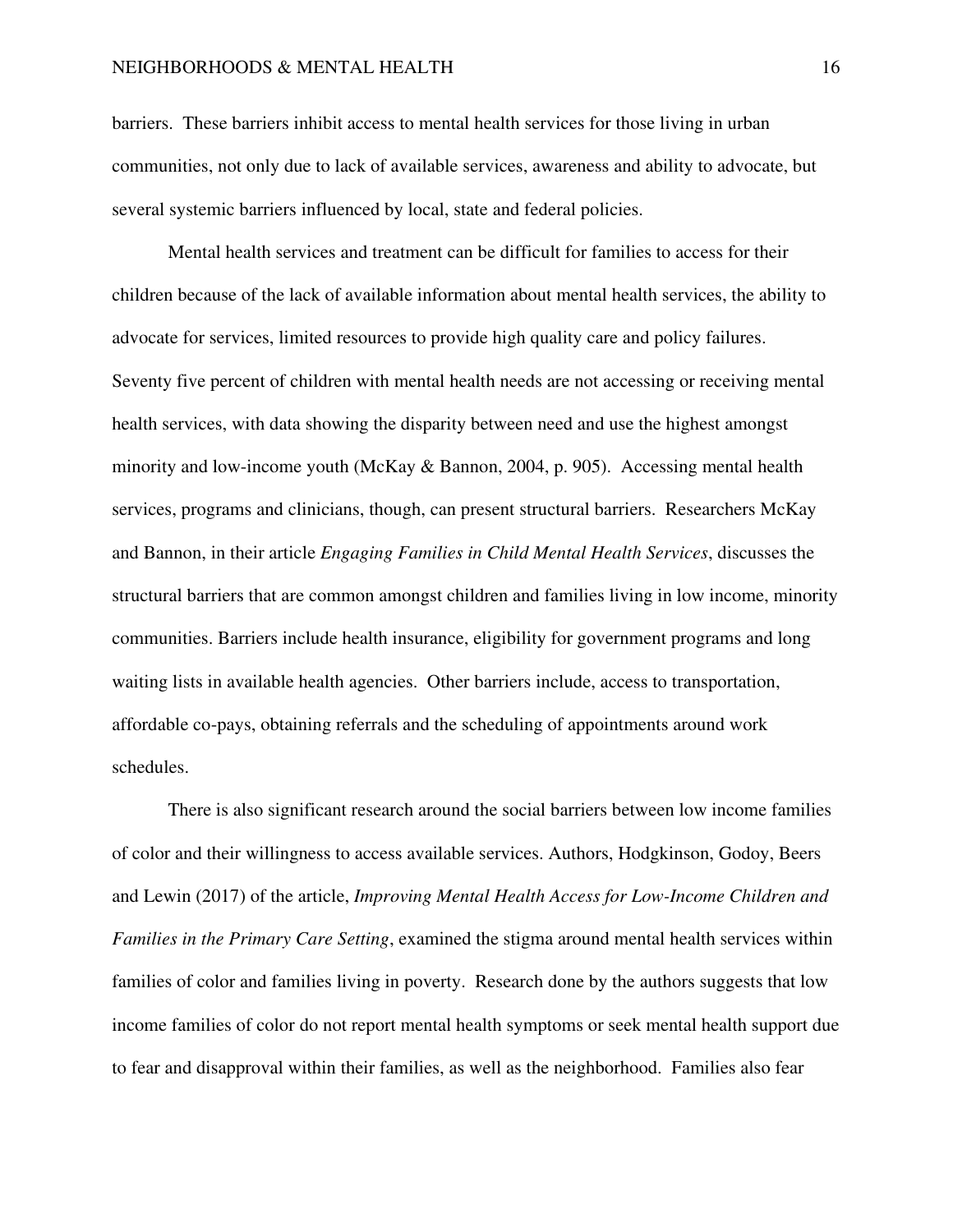barriers. These barriers inhibit access to mental health services for those living in urban communities, not only due to lack of available services, awareness and ability to advocate, but several systemic barriers influenced by local, state and federal policies.

Mental health services and treatment can be difficult for families to access for their children because of the lack of available information about mental health services, the ability to advocate for services, limited resources to provide high quality care and policy failures. Seventy five percent of children with mental health needs are not accessing or receiving mental health services, with data showing the disparity between need and use the highest amongst minority and low-income youth (McKay & Bannon, 2004, p. 905). Accessing mental health services, programs and clinicians, though, can present structural barriers. Researchers McKay and Bannon, in their article *Engaging Families in Child Mental Health Services*, discusses the structural barriers that are common amongst children and families living in low income, minority communities. Barriers include health insurance, eligibility for government programs and long waiting lists in available health agencies. Other barriers include, access to transportation, affordable co-pays, obtaining referrals and the scheduling of appointments around work schedules.

There is also significant research around the social barriers between low income families of color and their willingness to access available services. Authors, Hodgkinson, Godoy, Beers and Lewin (2017) of the article, *Improving Mental Health Access for Low-Income Children and Families in the Primary Care Setting*, examined the stigma around mental health services within families of color and families living in poverty. Research done by the authors suggests that low income families of color do not report mental health symptoms or seek mental health support due to fear and disapproval within their families, as well as the neighborhood. Families also fear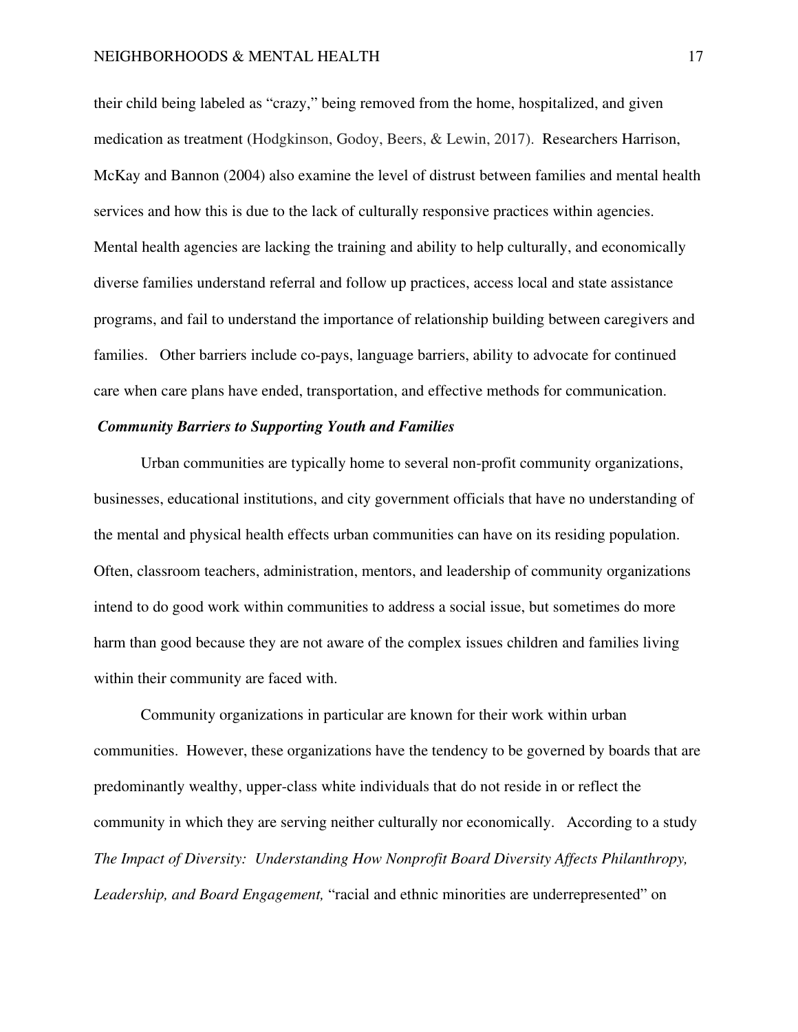their child being labeled as "crazy," being removed from the home, hospitalized, and given medication as treatment (Hodgkinson, Godoy, Beers, & Lewin, 2017). Researchers Harrison, McKay and Bannon (2004) also examine the level of distrust between families and mental health services and how this is due to the lack of culturally responsive practices within agencies. Mental health agencies are lacking the training and ability to help culturally, and economically diverse families understand referral and follow up practices, access local and state assistance programs, and fail to understand the importance of relationship building between caregivers and families. Other barriers include co-pays, language barriers, ability to advocate for continued care when care plans have ended, transportation, and effective methods for communication.

***Community Barriers to Supporting Youth and Families***

Urban communities are typically home to several non-profit community organizations, businesses, educational institutions, and city government officials that have no understanding of the mental and physical health effects urban communities can have on its residing population. Often, classroom teachers, administration, mentors, and leadership of community organizations intend to do good work within communities to address a social issue, but sometimes do more harm than good because they are not aware of the complex issues children and families living within their community are faced with.

Community organizations in particular are known for their work within urban communities. However, these organizations have the tendency to be governed by boards that are predominantly wealthy, upper-class white individuals that do not reside in or reflect the community in which they are serving neither culturally nor economically. According to a study *The Impact of Diversity: Understanding How Nonprofit Board Diversity Affects Philanthropy, Leadership, and Board Engagement,* "racial and ethnic minorities are underrepresented" on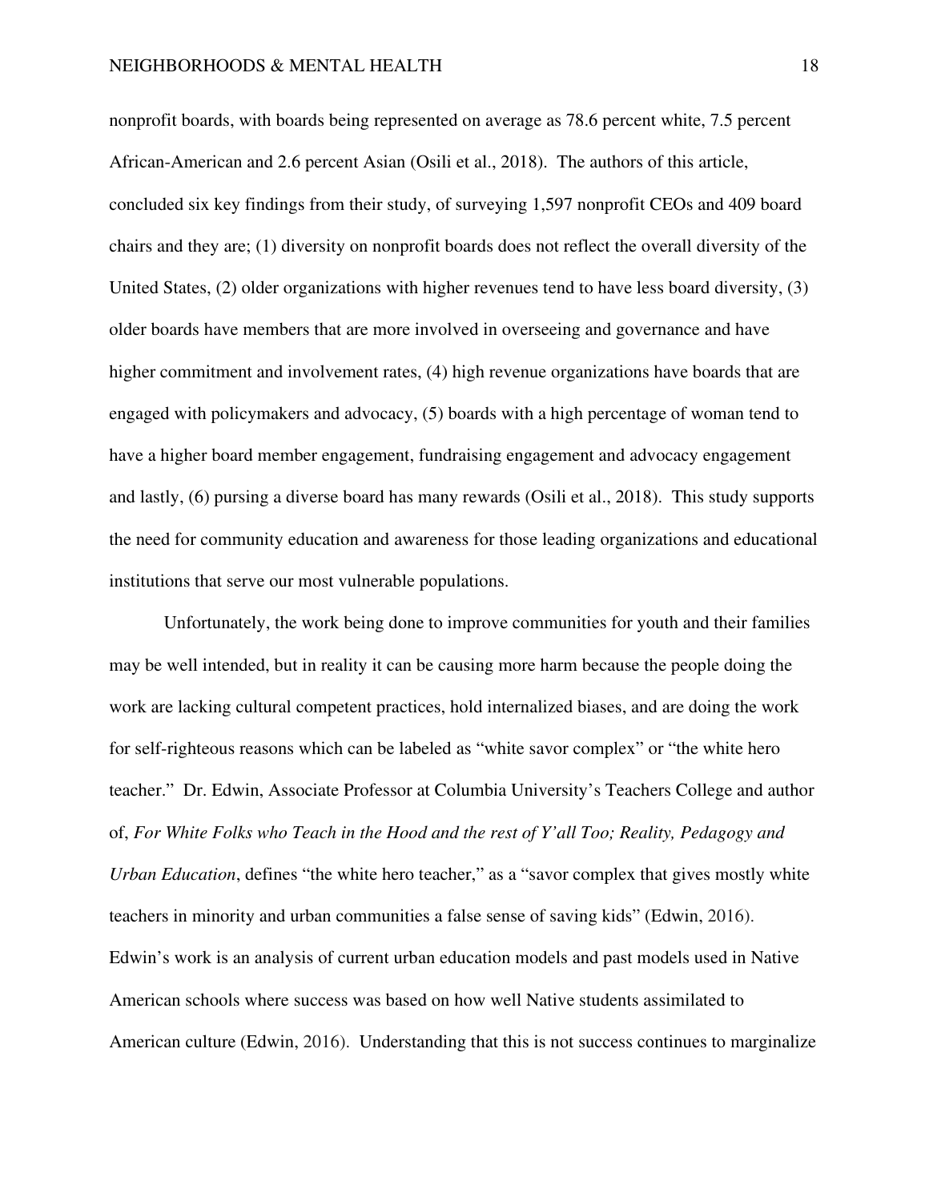nonprofit boards, with boards being represented on average as 78.6 percent white, 7.5 percent African-American and 2.6 percent Asian (Osili et al., 2018). The authors of this article, concluded six key findings from their study, of surveying 1,597 nonprofit CEOs and 409 board chairs and they are; (1) diversity on nonprofit boards does not reflect the overall diversity of the United States, (2) older organizations with higher revenues tend to have less board diversity, (3) older boards have members that are more involved in overseeing and governance and have higher commitment and involvement rates, (4) high revenue organizations have boards that are engaged with policymakers and advocacy, (5) boards with a high percentage of woman tend to have a higher board member engagement, fundraising engagement and advocacy engagement and lastly, (6) pursing a diverse board has many rewards (Osili et al., 2018). This study supports the need for community education and awareness for those leading organizations and educational institutions that serve our most vulnerable populations.

Unfortunately, the work being done to improve communities for youth and their families may be well intended, but in reality it can be causing more harm because the people doing the work are lacking cultural competent practices, hold internalized biases, and are doing the work for self-righteous reasons which can be labeled as "white savor complex" or "the white hero teacher." Dr. Edwin, Associate Professor at Columbia University's Teachers College and author of, *For White Folks who Teach in the Hood and the rest of Y'all Too; Reality, Pedagogy and Urban Education*, defines "the white hero teacher," as a "savor complex that gives mostly white teachers in minority and urban communities a false sense of saving kids" (Edwin, 2016). Edwin's work is an analysis of current urban education models and past models used in Native American schools where success was based on how well Native students assimilated to American culture (Edwin, 2016). Understanding that this is not success continues to marginalize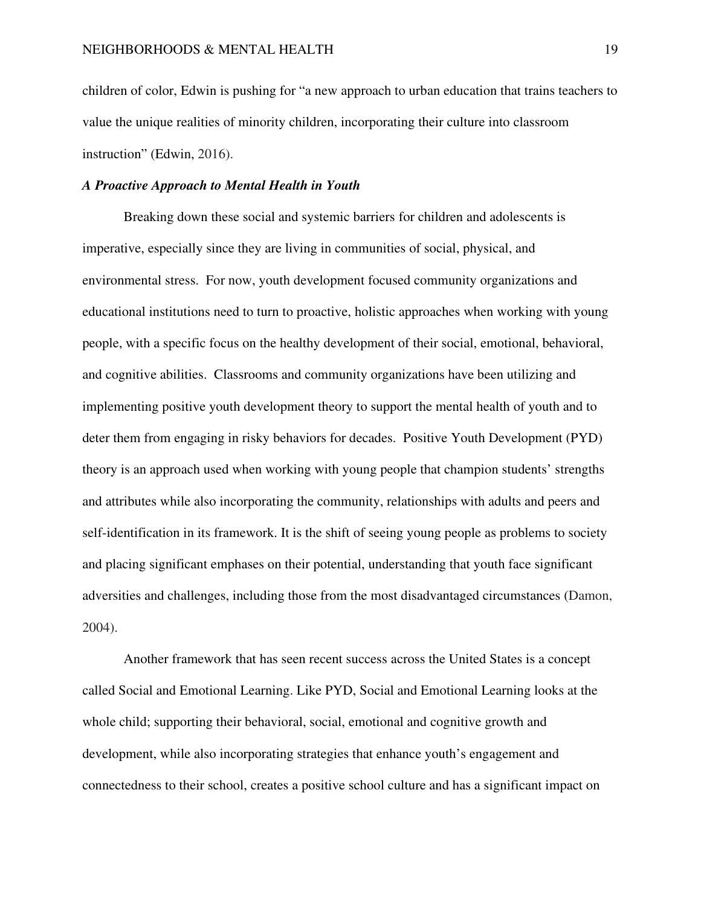children of color, Edwin is pushing for "a new approach to urban education that trains teachers to value the unique realities of minority children, incorporating their culture into classroom instruction" (Edwin, 2016).

***A Proactive Approach to Mental Health in Youth***

Breaking down these social and systemic barriers for children and adolescents is imperative, especially since they are living in communities of social, physical, and environmental stress. For now, youth development focused community organizations and educational institutions need to turn to proactive, holistic approaches when working with young people, with a specific focus on the healthy development of their social, emotional, behavioral, and cognitive abilities. Classrooms and community organizations have been utilizing and implementing positive youth development theory to support the mental health of youth and to deter them from engaging in risky behaviors for decades. Positive Youth Development (PYD) theory is an approach used when working with young people that champion students' strengths and attributes while also incorporating the community, relationships with adults and peers and self-identification in its framework. It is the shift of seeing young people as problems to society and placing significant emphases on their potential, understanding that youth face significant adversities and challenges, including those from the most disadvantaged circumstances (Damon, 2004).

Another framework that has seen recent success across the United States is a concept called Social and Emotional Learning. Like PYD, Social and Emotional Learning looks at the whole child; supporting their behavioral, social, emotional and cognitive growth and development, while also incorporating strategies that enhance youth's engagement and connectedness to their school, creates a positive school culture and has a significant impact on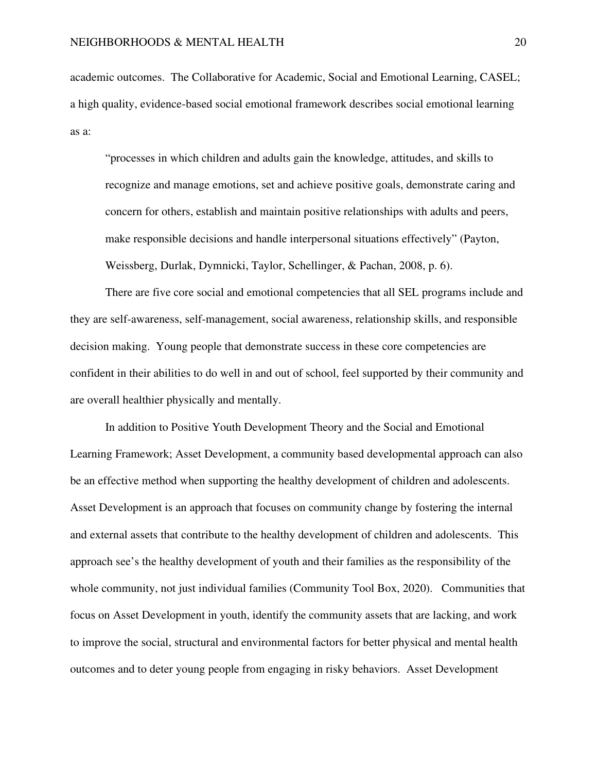academic outcomes. The Collaborative for Academic, Social and Emotional Learning, CASEL; a high quality, evidence-based social emotional framework describes social emotional learning as a:

> "processes in which children and adults gain the knowledge, attitudes, and skills to recognize and manage emotions, set and achieve positive goals, demonstrate caring and concern for others, establish and maintain positive relationships with adults and peers, make responsible decisions and handle interpersonal situations effectively" (Payton, Weissberg, Durlak, Dymnicki, Taylor, Schellinger, & Pachan, 2008, p. 6).

There are five core social and emotional competencies that all SEL programs include and they are self-awareness, self-management, social awareness, relationship skills, and responsible decision making. Young people that demonstrate success in these core competencies are confident in their abilities to do well in and out of school, feel supported by their community and are overall healthier physically and mentally.

In addition to Positive Youth Development Theory and the Social and Emotional Learning Framework; Asset Development, a community based developmental approach can also be an effective method when supporting the healthy development of children and adolescents. Asset Development is an approach that focuses on community change by fostering the internal and external assets that contribute to the healthy development of children and adolescents. This approach see's the healthy development of youth and their families as the responsibility of the whole community, not just individual families (Community Tool Box, 2020). Communities that focus on Asset Development in youth, identify the community assets that are lacking, and work to improve the social, structural and environmental factors for better physical and mental health outcomes and to deter young people from engaging in risky behaviors. Asset Development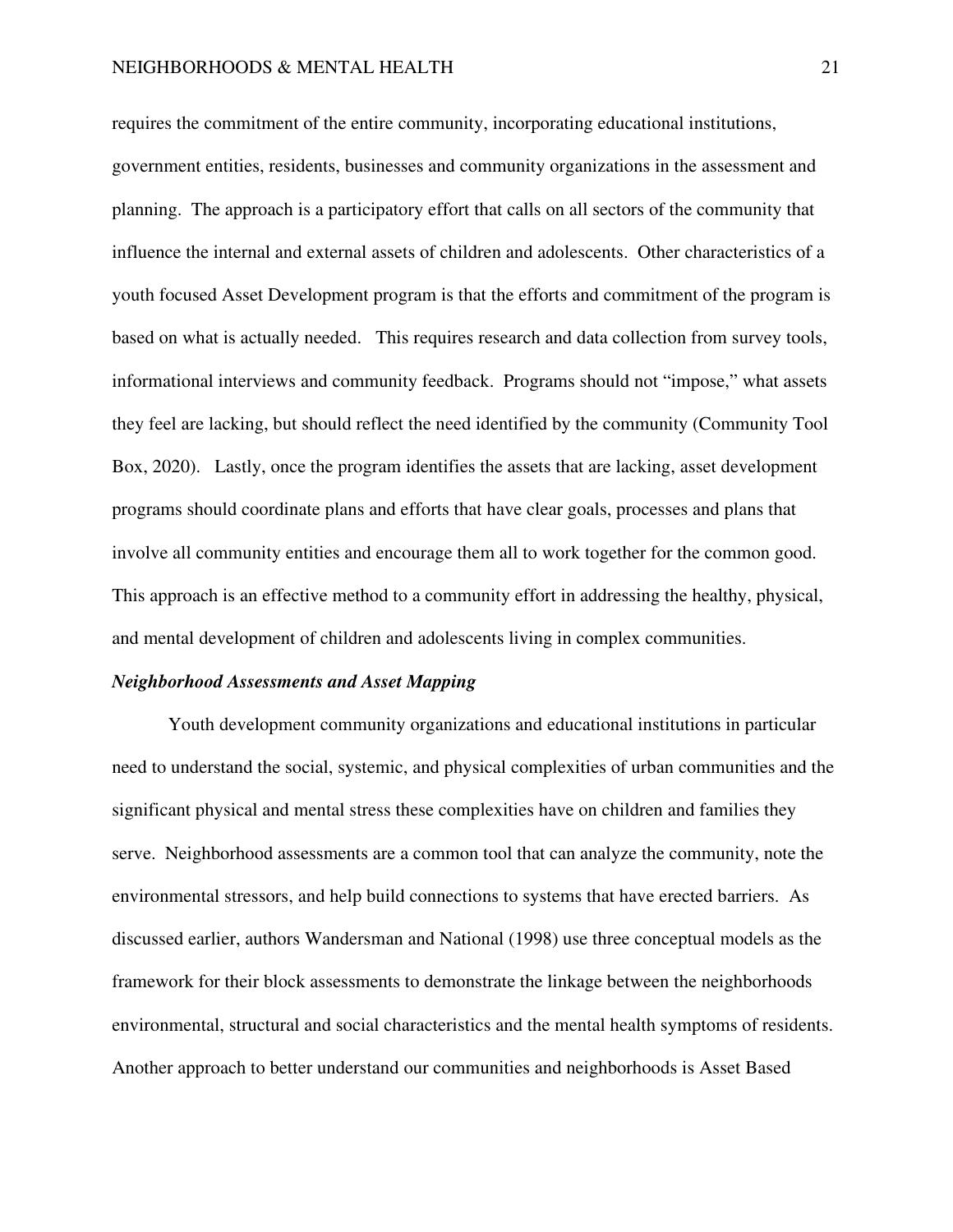requires the commitment of the entire community, incorporating educational institutions, government entities, residents, businesses and community organizations in the assessment and planning. The approach is a participatory effort that calls on all sectors of the community that influence the internal and external assets of children and adolescents. Other characteristics of a youth focused Asset Development program is that the efforts and commitment of the program is based on what is actually needed. This requires research and data collection from survey tools, informational interviews and community feedback. Programs should not "impose," what assets they feel are lacking, but should reflect the need identified by the community (Community Tool Box, 2020). Lastly, once the program identifies the assets that are lacking, asset development programs should coordinate plans and efforts that have clear goals, processes and plans that involve all community entities and encourage them all to work together for the common good. This approach is an effective method to a community effort in addressing the healthy, physical, and mental development of children and adolescents living in complex communities.

***Neighborhood Assessments and Asset Mapping***

Youth development community organizations and educational institutions in particular need to understand the social, systemic, and physical complexities of urban communities and the significant physical and mental stress these complexities have on children and families they serve. Neighborhood assessments are a common tool that can analyze the community, note the environmental stressors, and help build connections to systems that have erected barriers. As discussed earlier, authors Wandersman and National (1998) use three conceptual models as the framework for their block assessments to demonstrate the linkage between the neighborhoods environmental, structural and social characteristics and the mental health symptoms of residents. Another approach to better understand our communities and neighborhoods is Asset Based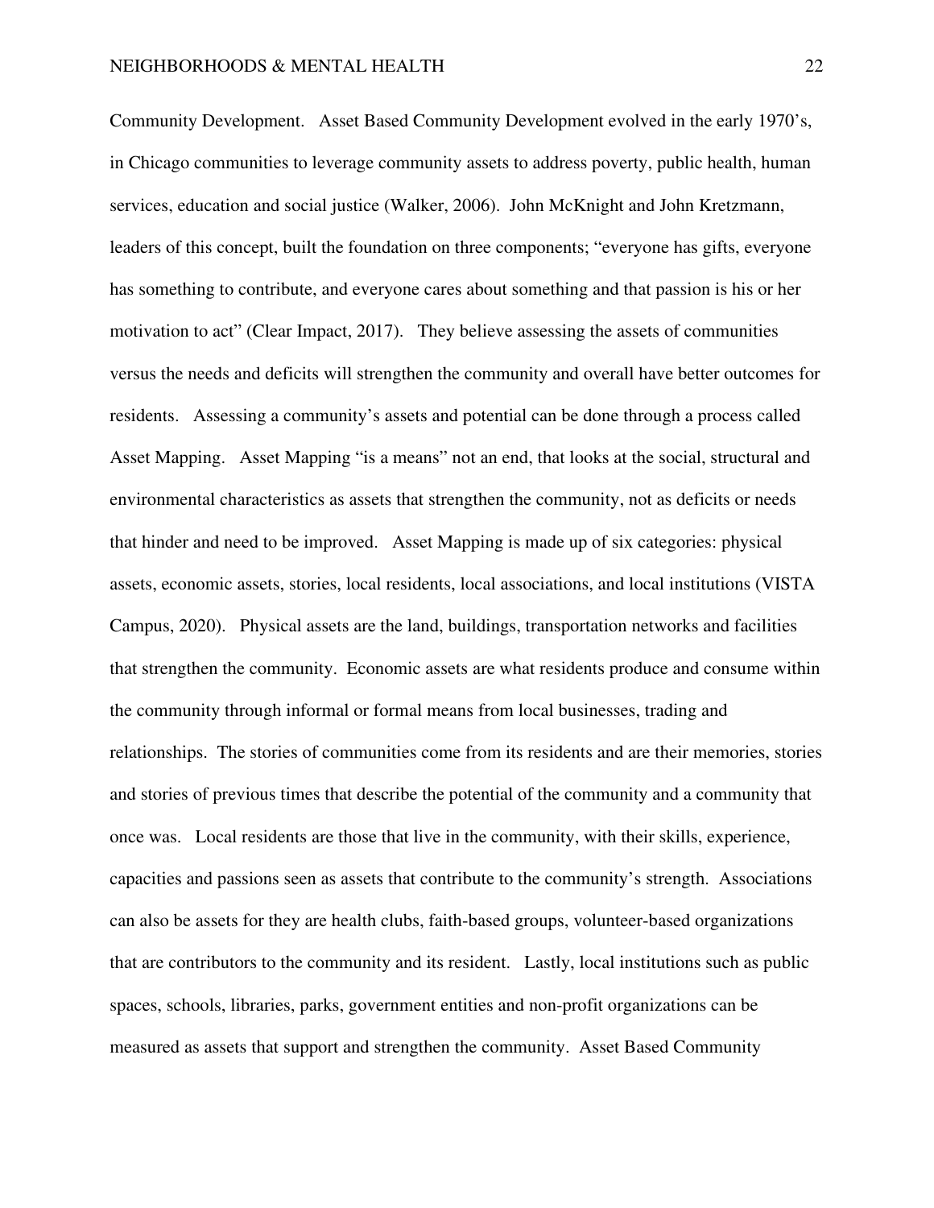Community Development. Asset Based Community Development evolved in the early 1970's, in Chicago communities to leverage community assets to address poverty, public health, human services, education and social justice (Walker, 2006). John McKnight and John Kretzmann, leaders of this concept, built the foundation on three components; "everyone has gifts, everyone has something to contribute, and everyone cares about something and that passion is his or her motivation to act" (Clear Impact, 2017). They believe assessing the assets of communities versus the needs and deficits will strengthen the community and overall have better outcomes for residents. Assessing a community's assets and potential can be done through a process called Asset Mapping. Asset Mapping "is a means" not an end, that looks at the social, structural and environmental characteristics as assets that strengthen the community, not as deficits or needs that hinder and need to be improved. Asset Mapping is made up of six categories: physical assets, economic assets, stories, local residents, local associations, and local institutions (VISTA Campus, 2020). Physical assets are the land, buildings, transportation networks and facilities that strengthen the community. Economic assets are what residents produce and consume within the community through informal or formal means from local businesses, trading and relationships. The stories of communities come from its residents and are their memories, stories and stories of previous times that describe the potential of the community and a community that once was. Local residents are those that live in the community, with their skills, experience, capacities and passions seen as assets that contribute to the community's strength. Associations can also be assets for they are health clubs, faith-based groups, volunteer-based organizations that are contributors to the community and its resident. Lastly, local institutions such as public spaces, schools, libraries, parks, government entities and non-profit organizations can be measured as assets that support and strengthen the community. Asset Based Community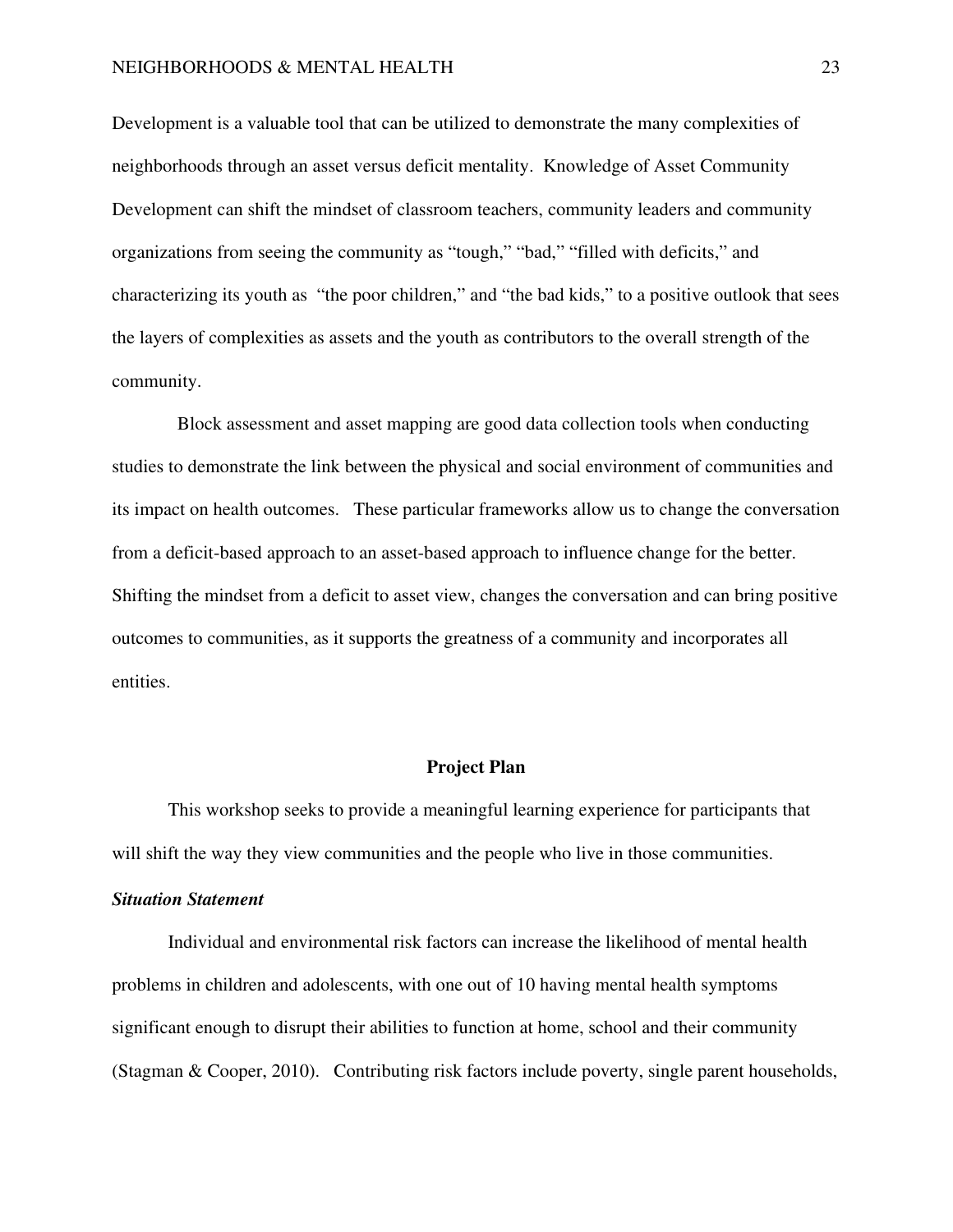Development is a valuable tool that can be utilized to demonstrate the many complexities of neighborhoods through an asset versus deficit mentality. Knowledge of Asset Community Development can shift the mindset of classroom teachers, community leaders and community organizations from seeing the community as "tough," "bad," "filled with deficits," and characterizing its youth as "the poor children," and "the bad kids," to a positive outlook that sees the layers of complexities as assets and the youth as contributors to the overall strength of the community.

Block assessment and asset mapping are good data collection tools when conducting studies to demonstrate the link between the physical and social environment of communities and its impact on health outcomes. These particular frameworks allow us to change the conversation from a deficit-based approach to an asset-based approach to influence change for the better. Shifting the mindset from a deficit to asset view, changes the conversation and can bring positive outcomes to communities, as it supports the greatness of a community and incorporates all entities.

## Project Plan

This workshop seeks to provide a meaningful learning experience for participants that will shift the way they view communities and the people who live in those communities.

### *Situation Statement*

Individual and environmental risk factors can increase the likelihood of mental health problems in children and adolescents, with one out of 10 having mental health symptoms significant enough to disrupt their abilities to function at home, school and their community (Stagman & Cooper, 2010). Contributing risk factors include poverty, single parent households,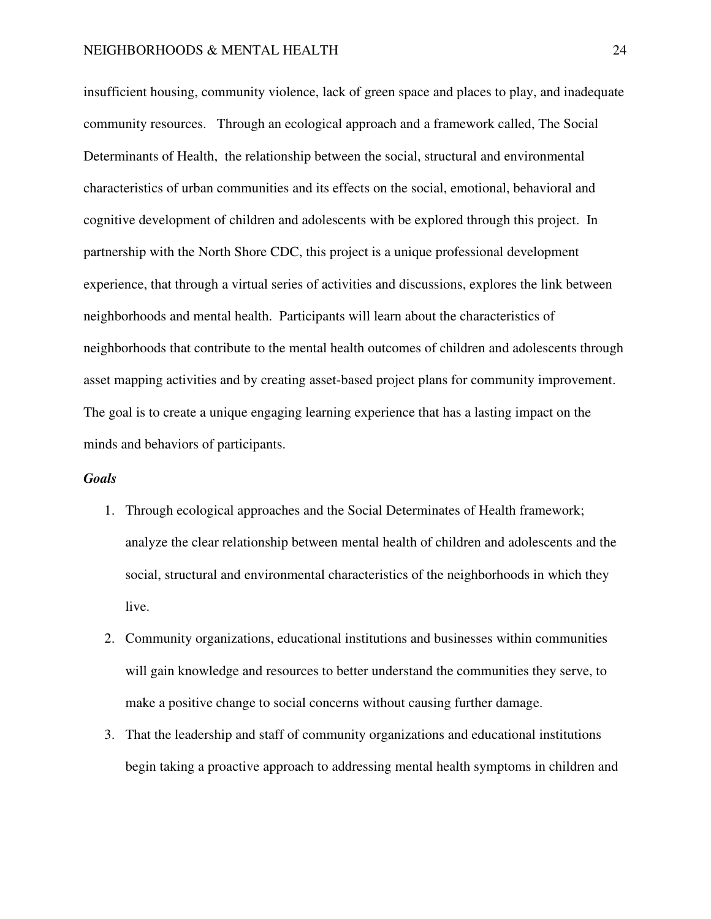insufficient housing, community violence, lack of green space and places to play, and inadequate community resources. Through an ecological approach and a framework called, The Social Determinants of Health, the relationship between the social, structural and environmental characteristics of urban communities and its effects on the social, emotional, behavioral and cognitive development of children and adolescents with be explored through this project. In partnership with the North Shore CDC, this project is a unique professional development experience, that through a virtual series of activities and discussions, explores the link between neighborhoods and mental health. Participants will learn about the characteristics of neighborhoods that contribute to the mental health outcomes of children and adolescents through asset mapping activities and by creating asset-based project plans for community improvement. The goal is to create a unique engaging learning experience that has a lasting impact on the minds and behaviors of participants.

***Goals***

1. Through ecological approaches and the Social Determinates of Health framework; analyze the clear relationship between mental health of children and adolescents and the social, structural and environmental characteristics of the neighborhoods in which they live.
2. Community organizations, educational institutions and businesses within communities will gain knowledge and resources to better understand the communities they serve, to make a positive change to social concerns without causing further damage.
3. That the leadership and staff of community organizations and educational institutions begin taking a proactive approach to addressing mental health symptoms in children and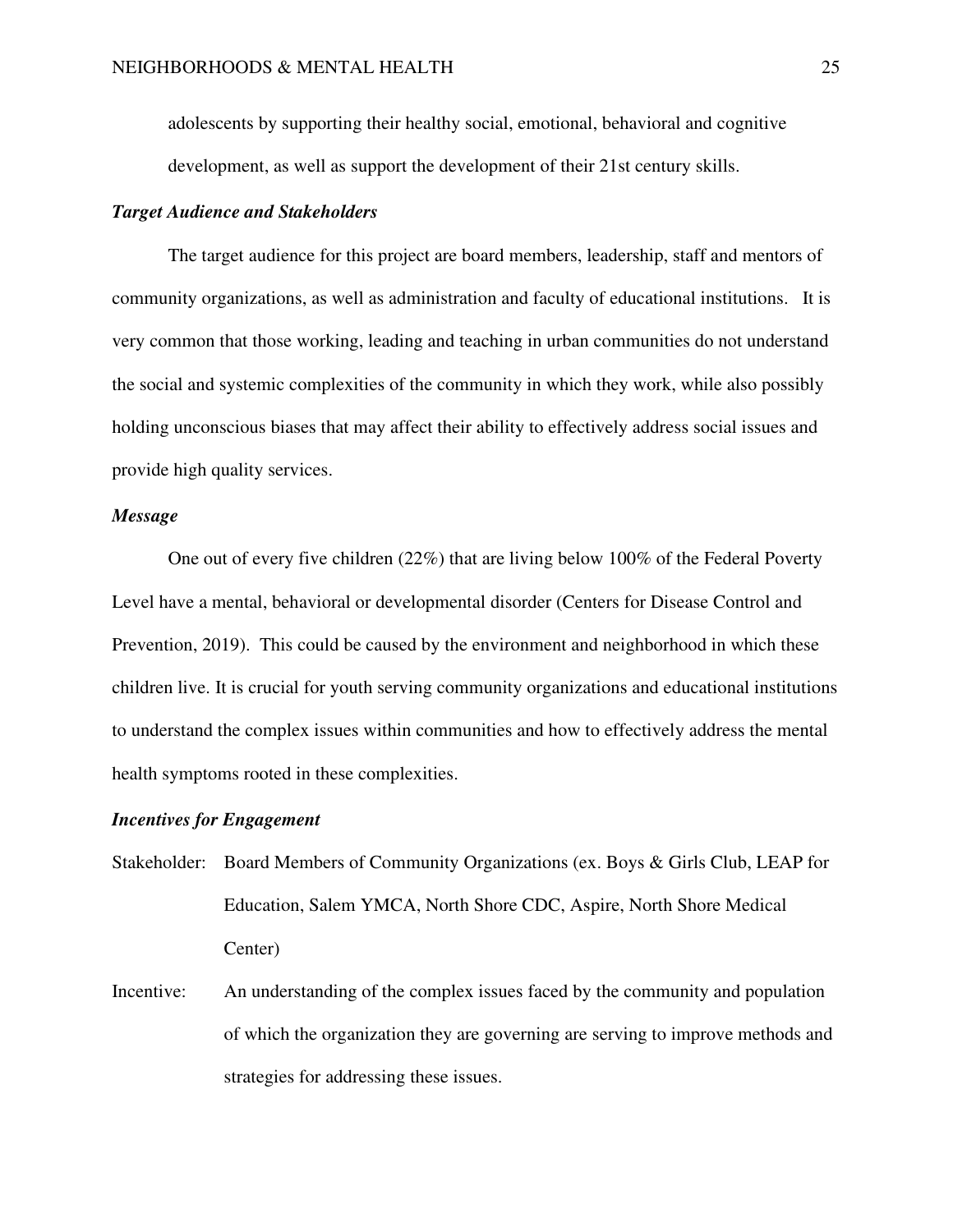adolescents by supporting their healthy social, emotional, behavioral and cognitive development, as well as support the development of their 21st century skills.

***Target Audience and Stakeholders***

The target audience for this project are board members, leadership, staff and mentors of community organizations, as well as administration and faculty of educational institutions. It is very common that those working, leading and teaching in urban communities do not understand the social and systemic complexities of the community in which they work, while also possibly holding unconscious biases that may affect their ability to effectively address social issues and provide high quality services.

***Message***

One out of every five children (22%) that are living below 100% of the Federal Poverty Level have a mental, behavioral or developmental disorder (Centers for Disease Control and Prevention, 2019). This could be caused by the environment and neighborhood in which these children live. It is crucial for youth serving community organizations and educational institutions to understand the complex issues within communities and how to effectively address the mental health symptoms rooted in these complexities.

***Incentives for Engagement***

Stakeholder: Board Members of Community Organizations (ex. Boys & Girls Club, LEAP for Education, Salem YMCA, North Shore CDC, Aspire, North Shore Medical Center)

Incentive: An understanding of the complex issues faced by the community and population of which the organization they are governing are serving to improve methods and strategies for addressing these issues.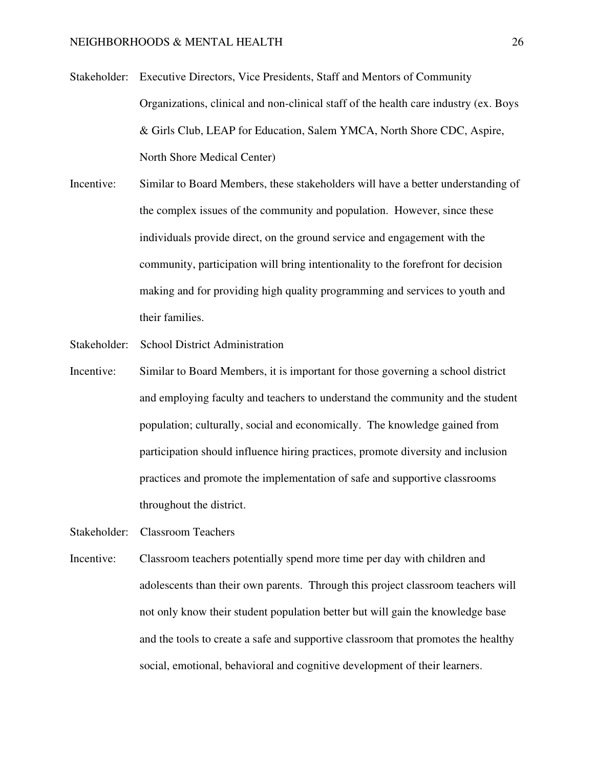Stakeholder: Executive Directors, Vice Presidents, Staff and Mentors of Community Organizations, clinical and non-clinical staff of the health care industry (ex. Boys & Girls Club, LEAP for Education, Salem YMCA, North Shore CDC, Aspire, North Shore Medical Center)

Incentive: Similar to Board Members, these stakeholders will have a better understanding of the complex issues of the community and population. However, since these individuals provide direct, on the ground service and engagement with the community, participation will bring intentionality to the forefront for decision making and for providing high quality programming and services to youth and their families.

Stakeholder: School District Administration

Incentive: Similar to Board Members, it is important for those governing a school district and employing faculty and teachers to understand the community and the student population; culturally, social and economically. The knowledge gained from participation should influence hiring practices, promote diversity and inclusion practices and promote the implementation of safe and supportive classrooms throughout the district.

Stakeholder: Classroom Teachers

Incentive: Classroom teachers potentially spend more time per day with children and adolescents than their own parents. Through this project classroom teachers will not only know their student population better but will gain the knowledge base and the tools to create a safe and supportive classroom that promotes the healthy social, emotional, behavioral and cognitive development of their learners.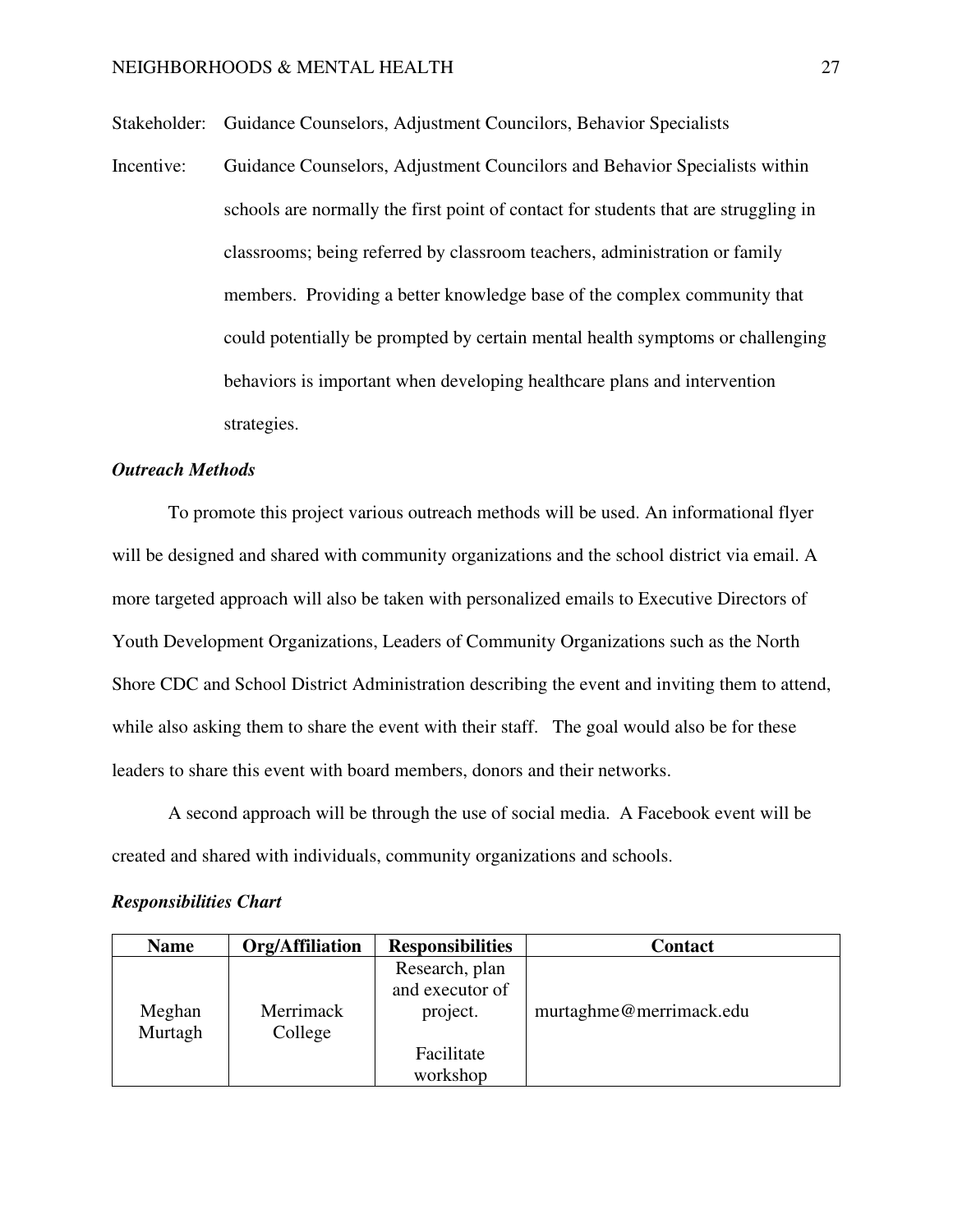Stakeholder: Guidance Counselors, Adjustment Councilors, Behavior Specialists

Incentive: Guidance Counselors, Adjustment Councilors and Behavior Specialists within schools are normally the first point of contact for students that are struggling in classrooms; being referred by classroom teachers, administration or family members. Providing a better knowledge base of the complex community that could potentially be prompted by certain mental health symptoms or challenging behaviors is important when developing healthcare plans and intervention strategies.

***Outreach Methods***

To promote this project various outreach methods will be used. An informational flyer will be designed and shared with community organizations and the school district via email. A more targeted approach will also be taken with personalized emails to Executive Directors of Youth Development Organizations, Leaders of Community Organizations such as the North Shore CDC and School District Administration describing the event and inviting them to attend, while also asking them to share the event with their staff. The goal would also be for these leaders to share this event with board members, donors and their networks.

A second approach will be through the use of social media. A Facebook event will be created and shared with individuals, community organizations and schools.

***Responsibilities Chart***

| Name | Org/Affiliation | Responsibilities | Contact |
|---|---|---|---|
| Meghan Murtagh | Merrimack College | Research, plan and executor of project.<br><br>Facilitate workshop | murtaghme@merrimack.edu |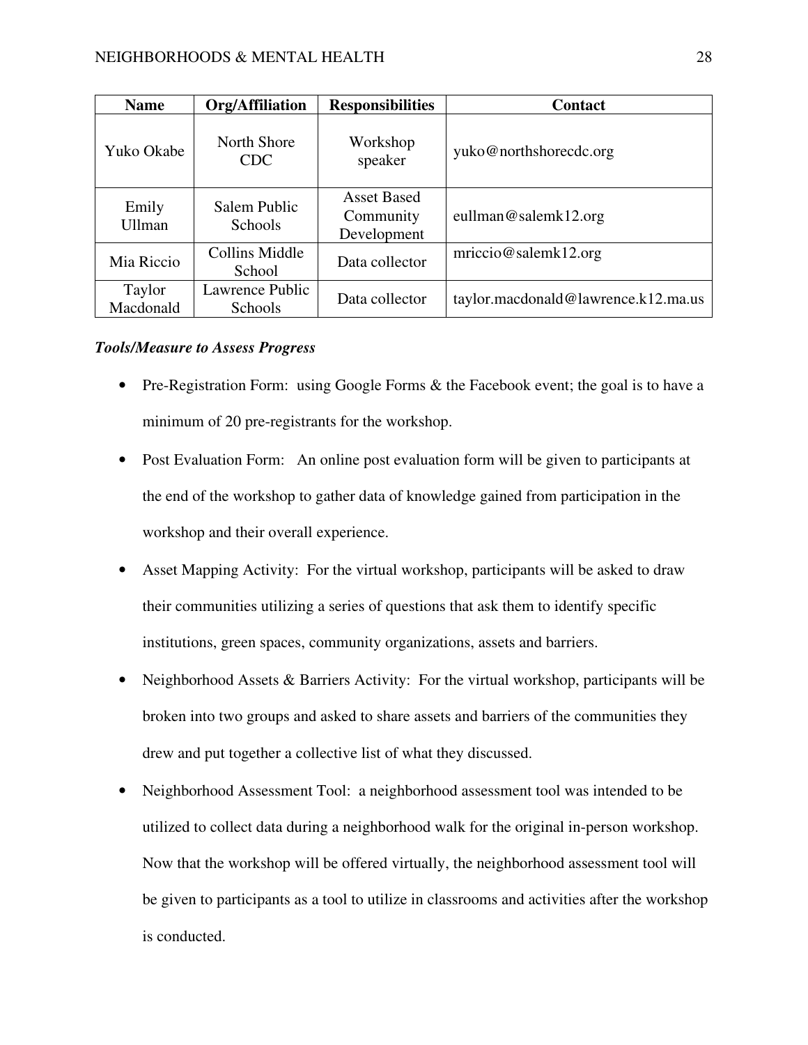| Name | Org/Affiliation | Responsibilities | Contact |
|---|---|---|---|
| Yuko Okabe | North Shore CDC | Workshop speaker | yuko@northshorecdc.org |
| Emily Ullman | Salem Public Schools | Asset Based Community Development | eullman@salemk12.org |
| Mia Riccio | Collins Middle School | Data collector | mriccio@salemk12.org |
| Taylor Macdonald | Lawrence Public Schools | Data collector | taylor.macdonald@lawrence.k12.ma.us |

***Tools/Measure to Assess Progress***

- Pre-Registration Form: using Google Forms & the Facebook event; the goal is to have a minimum of 20 pre-registrants for the workshop.
- Post Evaluation Form: An online post evaluation form will be given to participants at the end of the workshop to gather data of knowledge gained from participation in the workshop and their overall experience.
- Asset Mapping Activity: For the virtual workshop, participants will be asked to draw their communities utilizing a series of questions that ask them to identify specific institutions, green spaces, community organizations, assets and barriers.
- Neighborhood Assets & Barriers Activity: For the virtual workshop, participants will be broken into two groups and asked to share assets and barriers of the communities they drew and put together a collective list of what they discussed.
- Neighborhood Assessment Tool: a neighborhood assessment tool was intended to be utilized to collect data during a neighborhood walk for the original in-person workshop. Now that the workshop will be offered virtually, the neighborhood assessment tool will be given to participants as a tool to utilize in classrooms and activities after the workshop is conducted.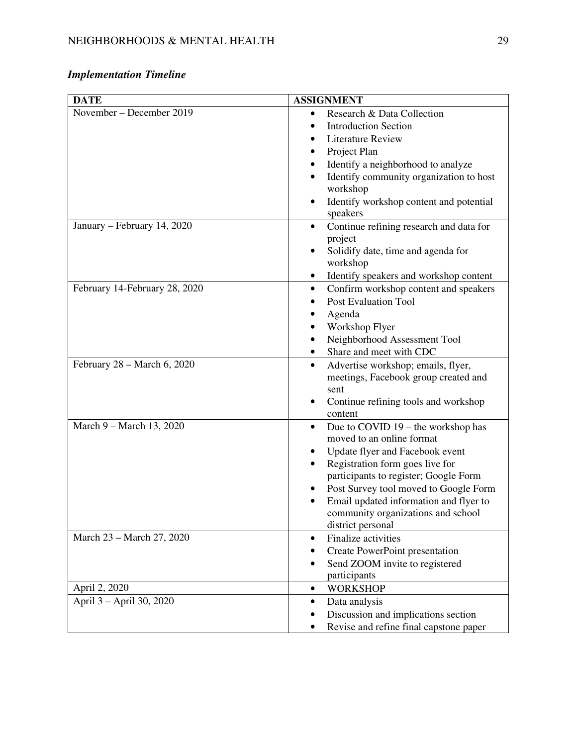### *Implementation Timeline*

| DATE | ASSIGNMENT |
|---|---|
| November – December 2019 | • Research & Data Collection<br>• Introduction Section<br>• Literature Review<br>• Project Plan<br>• Identify a neighborhood to analyze<br>• Identify community organization to host workshop<br>• Identify workshop content and potential speakers |
| January – February 14, 2020 | • Continue refining research and data for project<br>• Solidify date, time and agenda for workshop<br>• Identify speakers and workshop content |
| February 14-February 28, 2020 | • Confirm workshop content and speakers<br>• Post Evaluation Tool<br>• Agenda<br>• Workshop Flyer<br>• Neighborhood Assessment Tool<br>• Share and meet with CDC |
| February 28 – March 6, 2020 | • Advertise workshop; emails, flyer, meetings, Facebook group created and sent<br>• Continue refining tools and workshop content |
| March 9 – March 13, 2020 | • Due to COVID 19 – the workshop has moved to an online format<br>• Update flyer and Facebook event<br>• Registration form goes live for participants to register; Google Form<br>• Post Survey tool moved to Google Form<br>• Email updated information and flyer to community organizations and school district personal |
| March 23 – March 27, 2020 | • Finalize activities<br>• Create PowerPoint presentation<br>• Send ZOOM invite to registered participants |
| April 2, 2020 | • WORKSHOP |
| April 3 – April 30, 2020 | • Data analysis<br>• Discussion and implications section<br>• Revise and refine final capstone paper |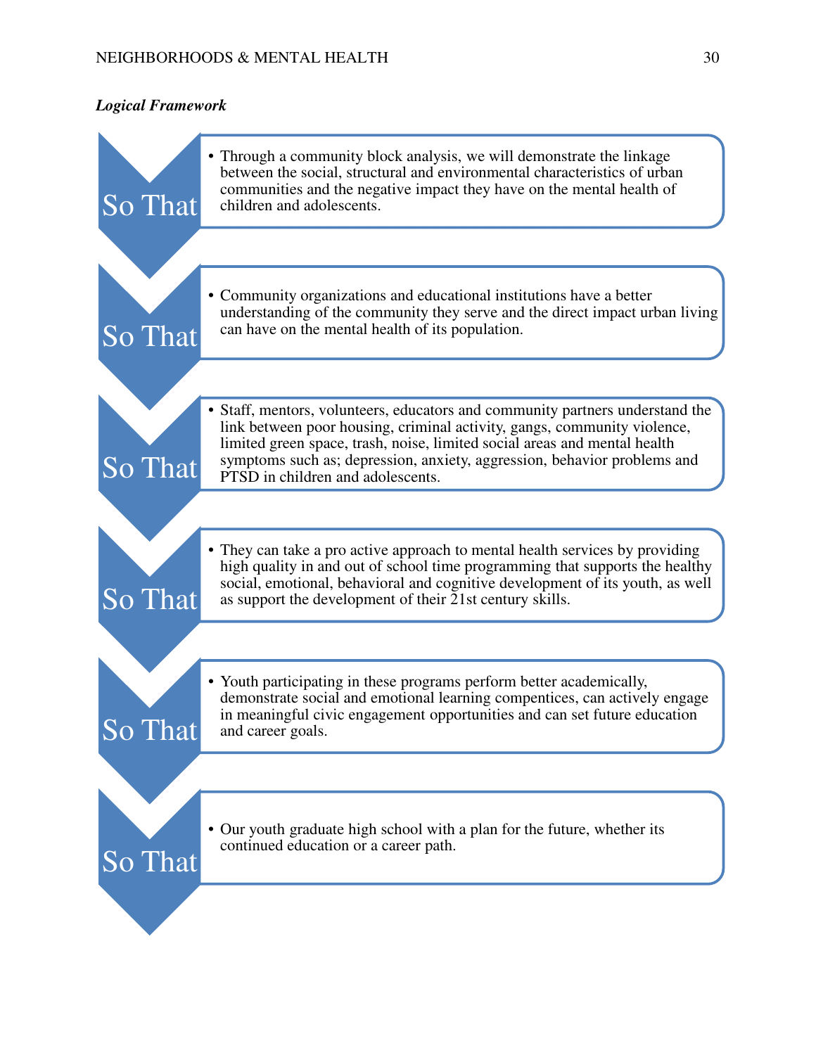***Logical Framework***

**So That**

- Through a community block analysis, we will demonstrate the linkage between the social, structural and environmental characteristics of urban communities and the negative impact they have on the mental health of children and adolescents.

**So That**

- Community organizations and educational institutions have a better understanding of the community they serve and the direct impact urban living can have on the mental health of its population.

**So That**

- Staff, mentors, volunteers, educators and community partners understand the link between poor housing, criminal activity, gangs, community violence, limited green space, trash, noise, limited social areas and mental health symptoms such as; depression, anxiety, aggression, behavior problems and PTSD in children and adolescents.

**So That**

- They can take a pro active approach to mental health services by providing high quality in and out of school time programming that supports the healthy social, emotional, behavioral and cognitive development of its youth, as well as support the development of their 21st century skills.

**So That**

- Youth participating in these programs perform better academically, demonstrate social and emotional learning compentices, can actively engage in meaningful civic engagement opportunities and can set future education and career goals.

**So That**

- Our youth graduate high school with a plan for the future, whether its continued education or a career path.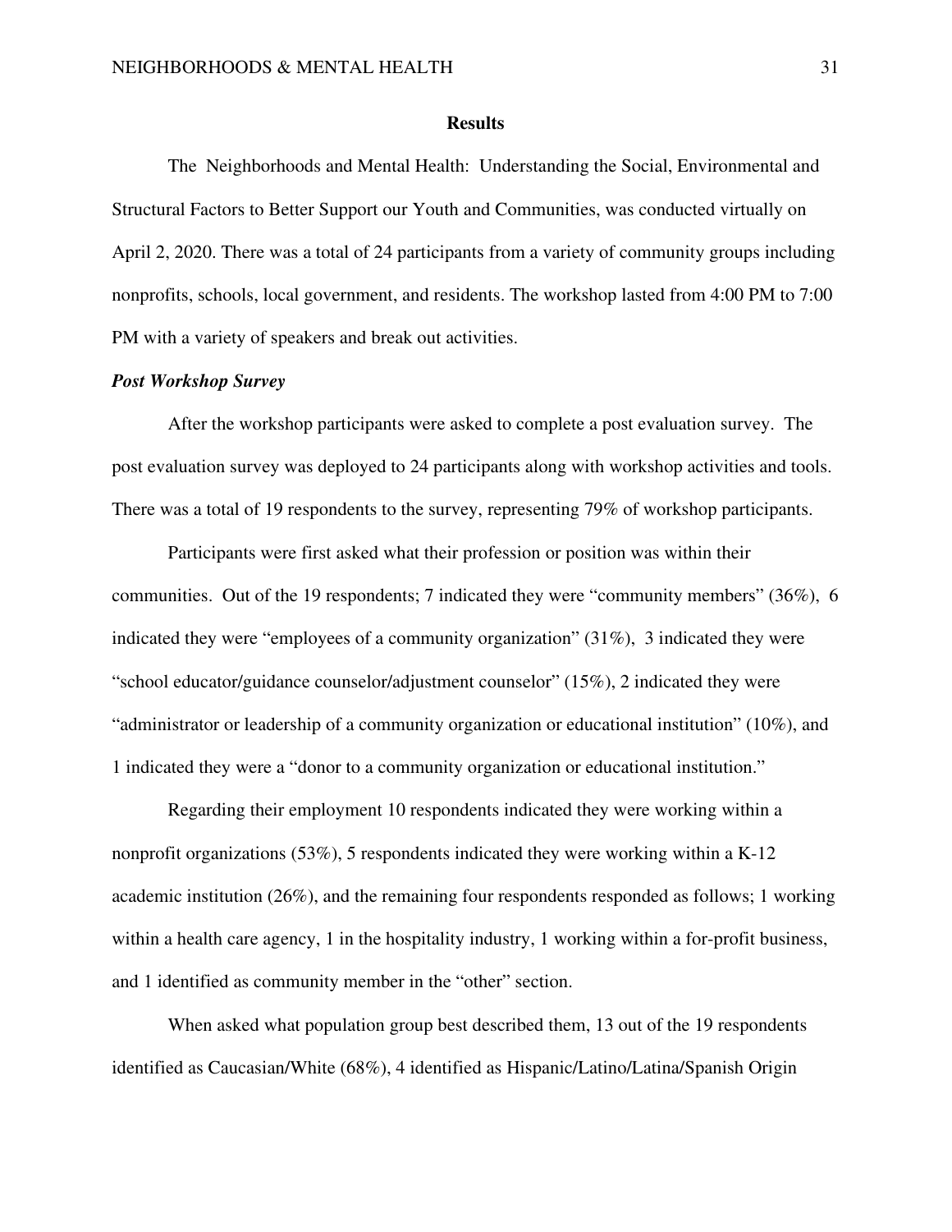## Results

The  Neighborhoods and Mental Health:  Understanding the Social, Environmental and Structural Factors to Better Support our Youth and Communities, was conducted virtually on April 2, 2020. There was a total of 24 participants from a variety of community groups including nonprofits, schools, local government, and residents. The workshop lasted from 4:00 PM to 7:00 PM with a variety of speakers and break out activities.

### *Post Workshop Survey*

After the workshop participants were asked to complete a post evaluation survey.  The post evaluation survey was deployed to 24 participants along with workshop activities and tools. There was a total of 19 respondents to the survey, representing 79% of workshop participants.

Participants were first asked what their profession or position was within their communities.  Out of the 19 respondents; 7 indicated they were "community members" (36%),  6 indicated they were "employees of a community organization" (31%),  3 indicated they were "school educator/guidance counselor/adjustment counselor" (15%), 2 indicated they were "administrator or leadership of a community organization or educational institution" (10%), and 1 indicated they were a "donor to a community organization or educational institution."

Regarding their employment 10 respondents indicated they were working within a nonprofit organizations (53%), 5 respondents indicated they were working within a K-12 academic institution (26%), and the remaining four respondents responded as follows; 1 working within a health care agency, 1 in the hospitality industry, 1 working within a for-profit business, and 1 identified as community member in the "other" section.

When asked what population group best described them, 13 out of the 19 respondents identified as Caucasian/White (68%), 4 identified as Hispanic/Latino/Latina/Spanish Origin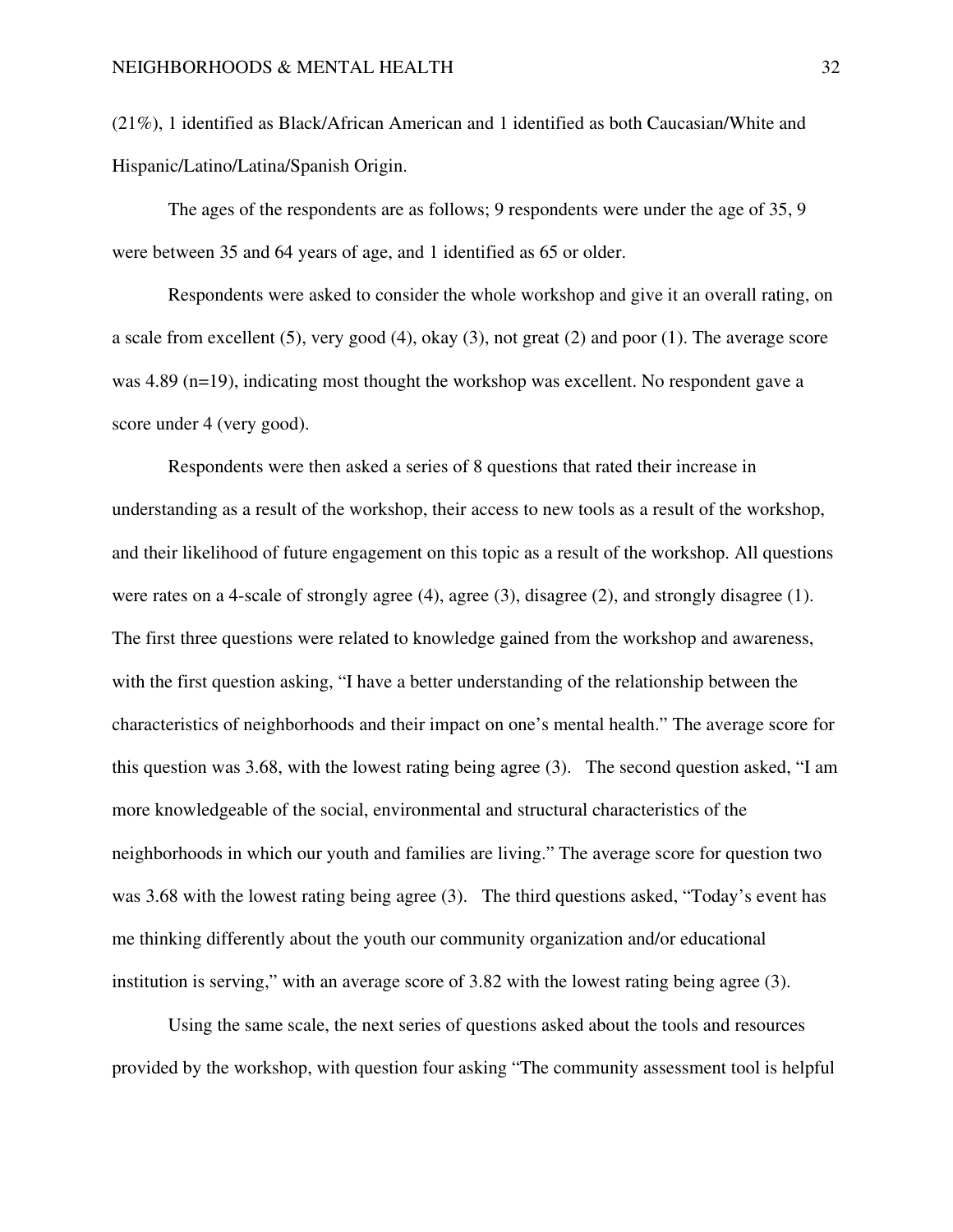(21%), 1 identified as Black/African American and 1 identified as both Caucasian/White and Hispanic/Latino/Latina/Spanish Origin.

The ages of the respondents are as follows; 9 respondents were under the age of 35, 9 were between 35 and 64 years of age, and 1 identified as 65 or older.

Respondents were asked to consider the whole workshop and give it an overall rating, on a scale from excellent (5), very good (4), okay (3), not great (2) and poor (1). The average score was 4.89 (n=19), indicating most thought the workshop was excellent. No respondent gave a score under 4 (very good).

Respondents were then asked a series of 8 questions that rated their increase in understanding as a result of the workshop, their access to new tools as a result of the workshop, and their likelihood of future engagement on this topic as a result of the workshop. All questions were rates on a 4-scale of strongly agree (4), agree (3), disagree (2), and strongly disagree (1). The first three questions were related to knowledge gained from the workshop and awareness, with the first question asking, "I have a better understanding of the relationship between the characteristics of neighborhoods and their impact on one's mental health." The average score for this question was 3.68, with the lowest rating being agree (3). The second question asked, "I am more knowledgeable of the social, environmental and structural characteristics of the neighborhoods in which our youth and families are living." The average score for question two was 3.68 with the lowest rating being agree (3). The third questions asked, "Today's event has me thinking differently about the youth our community organization and/or educational institution is serving," with an average score of 3.82 with the lowest rating being agree (3).

Using the same scale, the next series of questions asked about the tools and resources provided by the workshop, with question four asking "The community assessment tool is helpful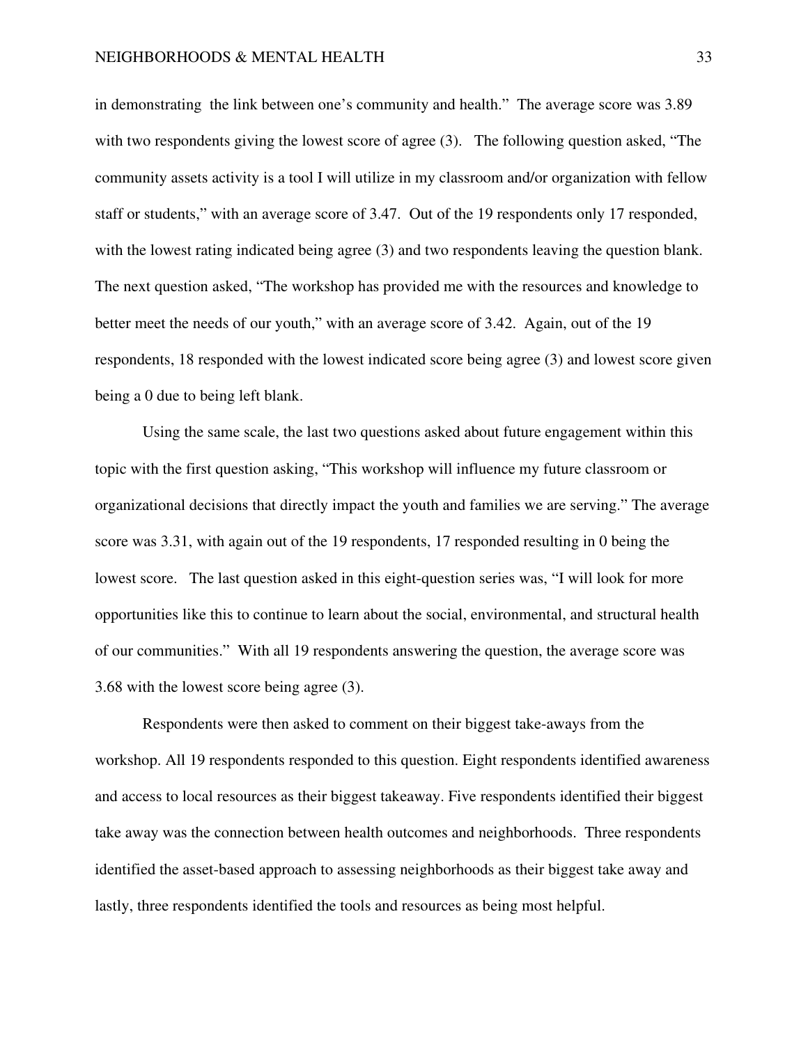in demonstrating the link between one's community and health." The average score was 3.89 with two respondents giving the lowest score of agree (3). The following question asked, "The community assets activity is a tool I will utilize in my classroom and/or organization with fellow staff or students," with an average score of 3.47. Out of the 19 respondents only 17 responded, with the lowest rating indicated being agree (3) and two respondents leaving the question blank. The next question asked, "The workshop has provided me with the resources and knowledge to better meet the needs of our youth," with an average score of 3.42. Again, out of the 19 respondents, 18 responded with the lowest indicated score being agree (3) and lowest score given being a 0 due to being left blank.

Using the same scale, the last two questions asked about future engagement within this topic with the first question asking, "This workshop will influence my future classroom or organizational decisions that directly impact the youth and families we are serving." The average score was 3.31, with again out of the 19 respondents, 17 responded resulting in 0 being the lowest score. The last question asked in this eight-question series was, "I will look for more opportunities like this to continue to learn about the social, environmental, and structural health of our communities." With all 19 respondents answering the question, the average score was 3.68 with the lowest score being agree (3).

Respondents were then asked to comment on their biggest take-aways from the workshop. All 19 respondents responded to this question. Eight respondents identified awareness and access to local resources as their biggest takeaway. Five respondents identified their biggest take away was the connection between health outcomes and neighborhoods. Three respondents identified the asset-based approach to assessing neighborhoods as their biggest take away and lastly, three respondents identified the tools and resources as being most helpful.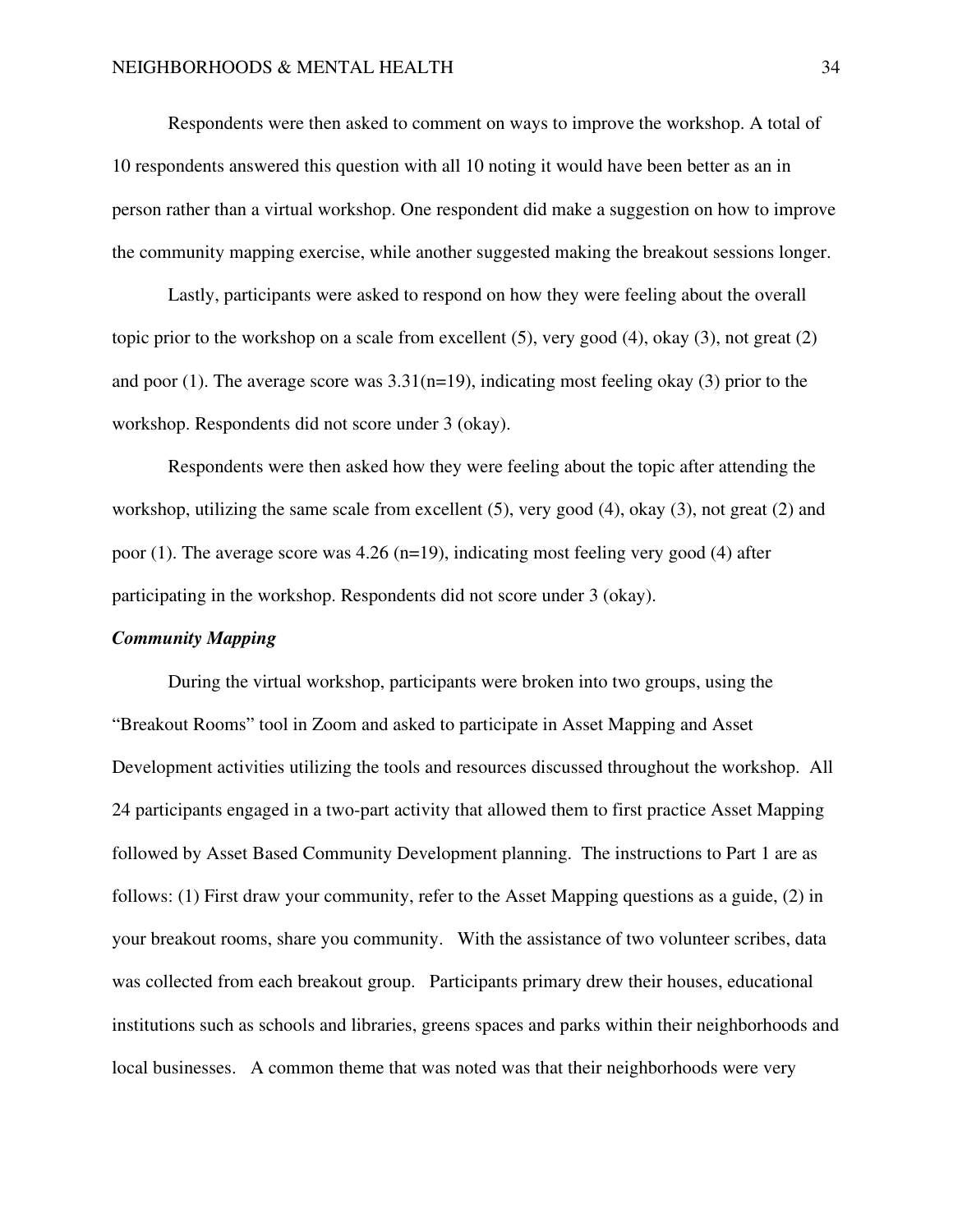Respondents were then asked to comment on ways to improve the workshop. A total of 10 respondents answered this question with all 10 noting it would have been better as an in person rather than a virtual workshop. One respondent did make a suggestion on how to improve the community mapping exercise, while another suggested making the breakout sessions longer.

Lastly, participants were asked to respond on how they were feeling about the overall topic prior to the workshop on a scale from excellent (5), very good (4), okay (3), not great (2) and poor (1). The average score was 3.31(n=19), indicating most feeling okay (3) prior to the workshop. Respondents did not score under 3 (okay).

Respondents were then asked how they were feeling about the topic after attending the workshop, utilizing the same scale from excellent (5), very good (4), okay (3), not great (2) and poor (1). The average score was 4.26 (n=19), indicating most feeling very good (4) after participating in the workshop. Respondents did not score under 3 (okay).

***Community Mapping***

During the virtual workshop, participants were broken into two groups, using the "Breakout Rooms" tool in Zoom and asked to participate in Asset Mapping and Asset Development activities utilizing the tools and resources discussed throughout the workshop. All 24 participants engaged in a two-part activity that allowed them to first practice Asset Mapping followed by Asset Based Community Development planning. The instructions to Part 1 are as follows: (1) First draw your community, refer to the Asset Mapping questions as a guide, (2) in your breakout rooms, share you community. With the assistance of two volunteer scribes, data was collected from each breakout group. Participants primary drew their houses, educational institutions such as schools and libraries, greens spaces and parks within their neighborhoods and local businesses. A common theme that was noted was that their neighborhoods were very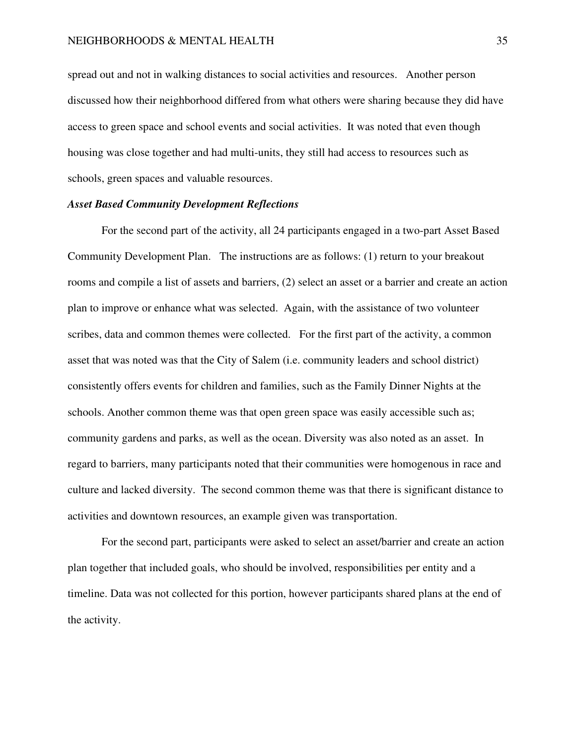spread out and not in walking distances to social activities and resources. Another person discussed how their neighborhood differed from what others were sharing because they did have access to green space and school events and social activities. It was noted that even though housing was close together and had multi-units, they still had access to resources such as schools, green spaces and valuable resources.

### *Asset Based Community Development Reflections*

For the second part of the activity, all 24 participants engaged in a two-part Asset Based Community Development Plan. The instructions are as follows: (1) return to your breakout rooms and compile a list of assets and barriers, (2) select an asset or a barrier and create an action plan to improve or enhance what was selected. Again, with the assistance of two volunteer scribes, data and common themes were collected. For the first part of the activity, a common asset that was noted was that the City of Salem (i.e. community leaders and school district) consistently offers events for children and families, such as the Family Dinner Nights at the schools. Another common theme was that open green space was easily accessible such as; community gardens and parks, as well as the ocean. Diversity was also noted as an asset. In regard to barriers, many participants noted that their communities were homogenous in race and culture and lacked diversity. The second common theme was that there is significant distance to activities and downtown resources, an example given was transportation.

For the second part, participants were asked to select an asset/barrier and create an action plan together that included goals, who should be involved, responsibilities per entity and a timeline. Data was not collected for this portion, however participants shared plans at the end of the activity.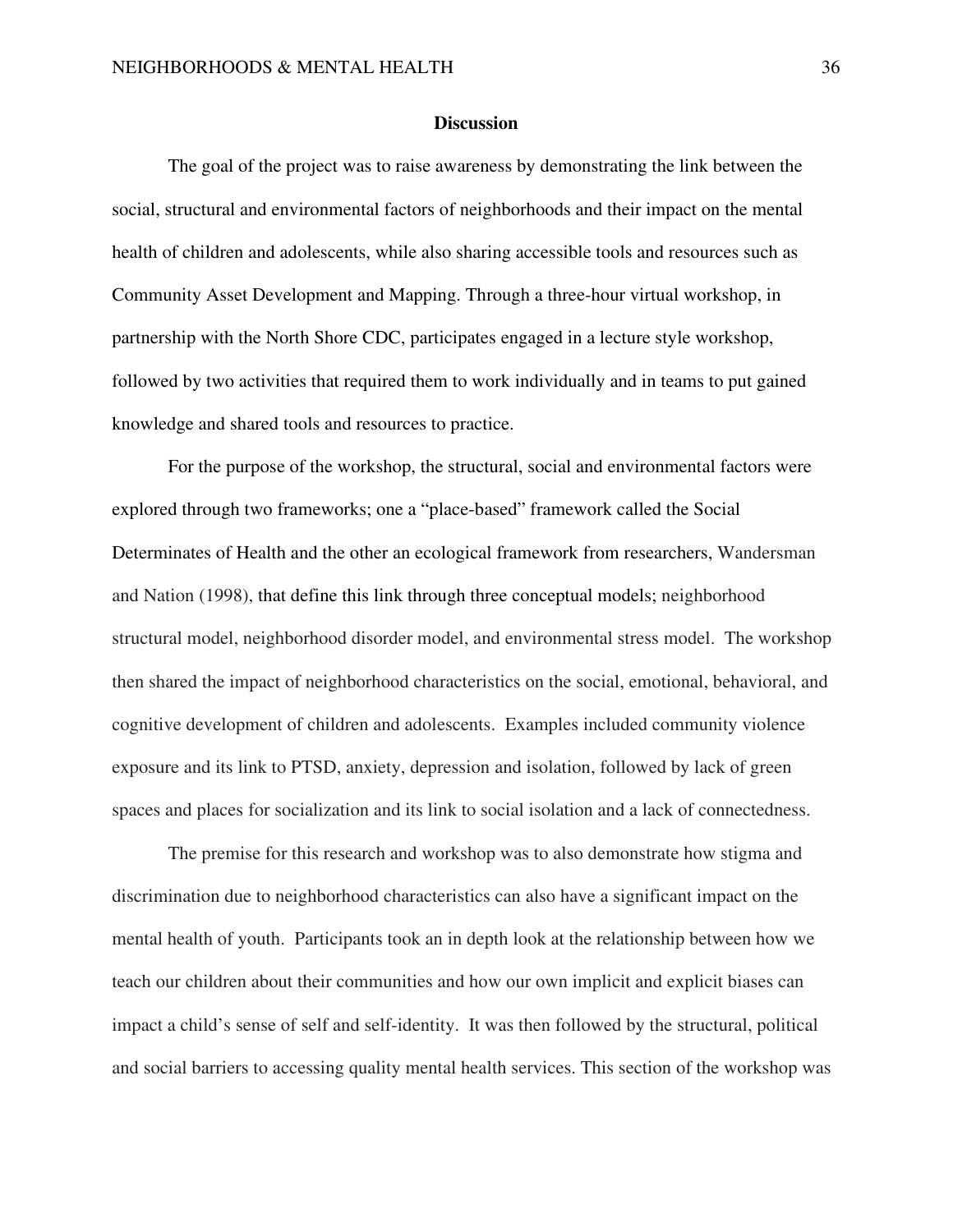## Discussion

The goal of the project was to raise awareness by demonstrating the link between the social, structural and environmental factors of neighborhoods and their impact on the mental health of children and adolescents, while also sharing accessible tools and resources such as Community Asset Development and Mapping. Through a three-hour virtual workshop, in partnership with the North Shore CDC, participates engaged in a lecture style workshop, followed by two activities that required them to work individually and in teams to put gained knowledge and shared tools and resources to practice.

For the purpose of the workshop, the structural, social and environmental factors were explored through two frameworks; one a "place-based" framework called the Social Determinates of Health and the other an ecological framework from researchers, Wandersman and Nation (1998), that define this link through three conceptual models; neighborhood structural model, neighborhood disorder model, and environmental stress model. The workshop then shared the impact of neighborhood characteristics on the social, emotional, behavioral, and cognitive development of children and adolescents. Examples included community violence exposure and its link to PTSD, anxiety, depression and isolation, followed by lack of green spaces and places for socialization and its link to social isolation and a lack of connectedness.

The premise for this research and workshop was to also demonstrate how stigma and discrimination due to neighborhood characteristics can also have a significant impact on the mental health of youth. Participants took an in depth look at the relationship between how we teach our children about their communities and how our own implicit and explicit biases can impact a child's sense of self and self-identity. It was then followed by the structural, political and social barriers to accessing quality mental health services. This section of the workshop was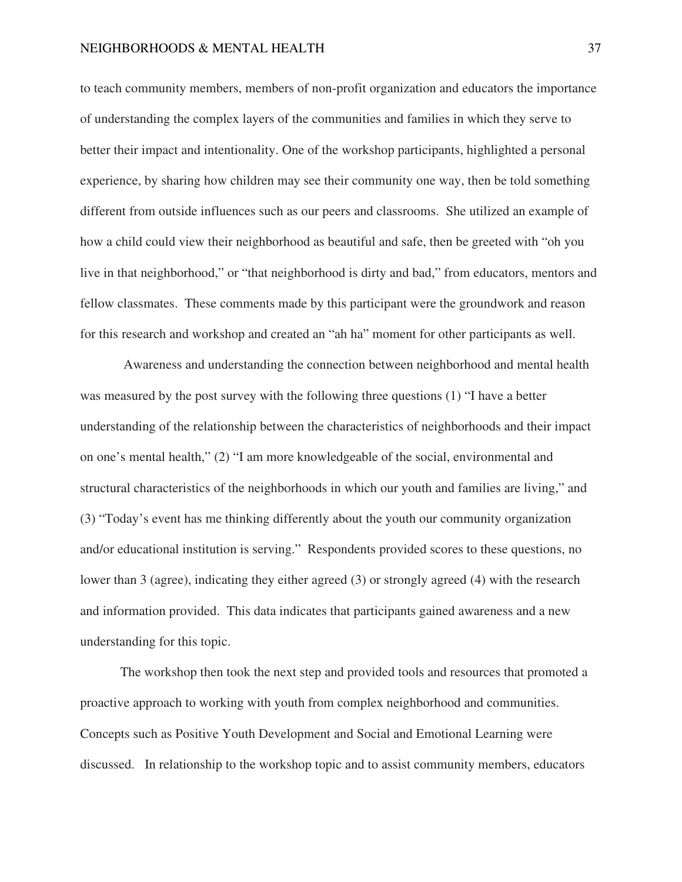to teach community members, members of non-profit organization and educators the importance of understanding the complex layers of the communities and families in which they serve to better their impact and intentionality. One of the workshop participants, highlighted a personal experience, by sharing how children may see their community one way, then be told something different from outside influences such as our peers and classrooms. She utilized an example of how a child could view their neighborhood as beautiful and safe, then be greeted with "oh you live in that neighborhood," or "that neighborhood is dirty and bad," from educators, mentors and fellow classmates. These comments made by this participant were the groundwork and reason for this research and workshop and created an "ah ha" moment for other participants as well.

Awareness and understanding the connection between neighborhood and mental health was measured by the post survey with the following three questions (1) "I have a better understanding of the relationship between the characteristics of neighborhoods and their impact on one's mental health," (2) "I am more knowledgeable of the social, environmental and structural characteristics of the neighborhoods in which our youth and families are living," and (3) "Today's event has me thinking differently about the youth our community organization and/or educational institution is serving." Respondents provided scores to these questions, no lower than 3 (agree), indicating they either agreed (3) or strongly agreed (4) with the research and information provided. This data indicates that participants gained awareness and a new understanding for this topic.

The workshop then took the next step and provided tools and resources that promoted a proactive approach to working with youth from complex neighborhood and communities. Concepts such as Positive Youth Development and Social and Emotional Learning were discussed. In relationship to the workshop topic and to assist community members, educators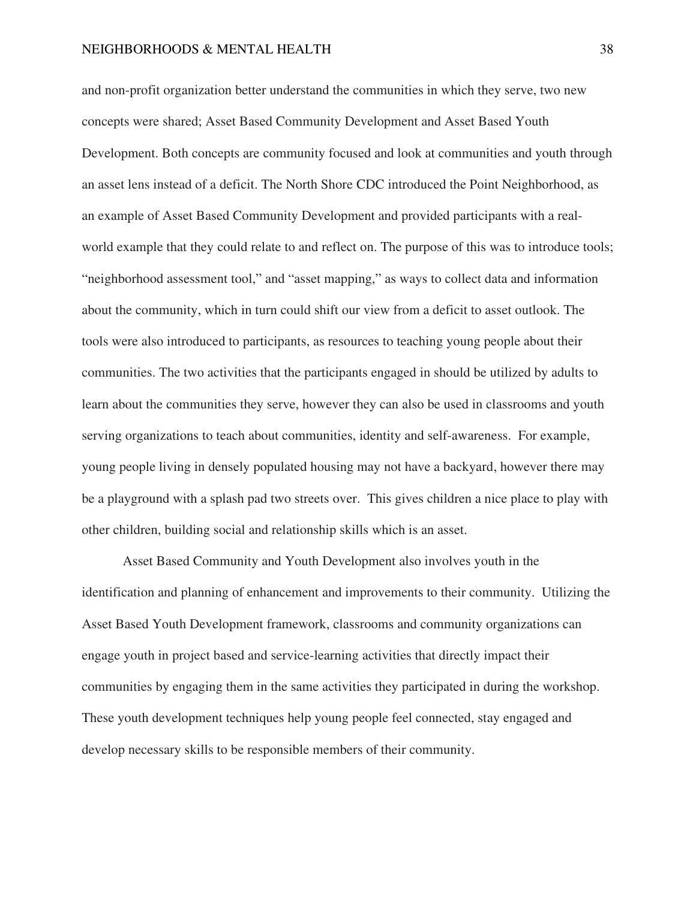and non-profit organization better understand the communities in which they serve, two new concepts were shared; Asset Based Community Development and Asset Based Youth Development. Both concepts are community focused and look at communities and youth through an asset lens instead of a deficit. The North Shore CDC introduced the Point Neighborhood, as an example of Asset Based Community Development and provided participants with a real-world example that they could relate to and reflect on. The purpose of this was to introduce tools; "neighborhood assessment tool," and "asset mapping," as ways to collect data and information about the community, which in turn could shift our view from a deficit to asset outlook. The tools were also introduced to participants, as resources to teaching young people about their communities. The two activities that the participants engaged in should be utilized by adults to learn about the communities they serve, however they can also be used in classrooms and youth serving organizations to teach about communities, identity and self-awareness. For example, young people living in densely populated housing may not have a backyard, however there may be a playground with a splash pad two streets over. This gives children a nice place to play with other children, building social and relationship skills which is an asset.

Asset Based Community and Youth Development also involves youth in the identification and planning of enhancement and improvements to their community. Utilizing the Asset Based Youth Development framework, classrooms and community organizations can engage youth in project based and service-learning activities that directly impact their communities by engaging them in the same activities they participated in during the workshop. These youth development techniques help young people feel connected, stay engaged and develop necessary skills to be responsible members of their community.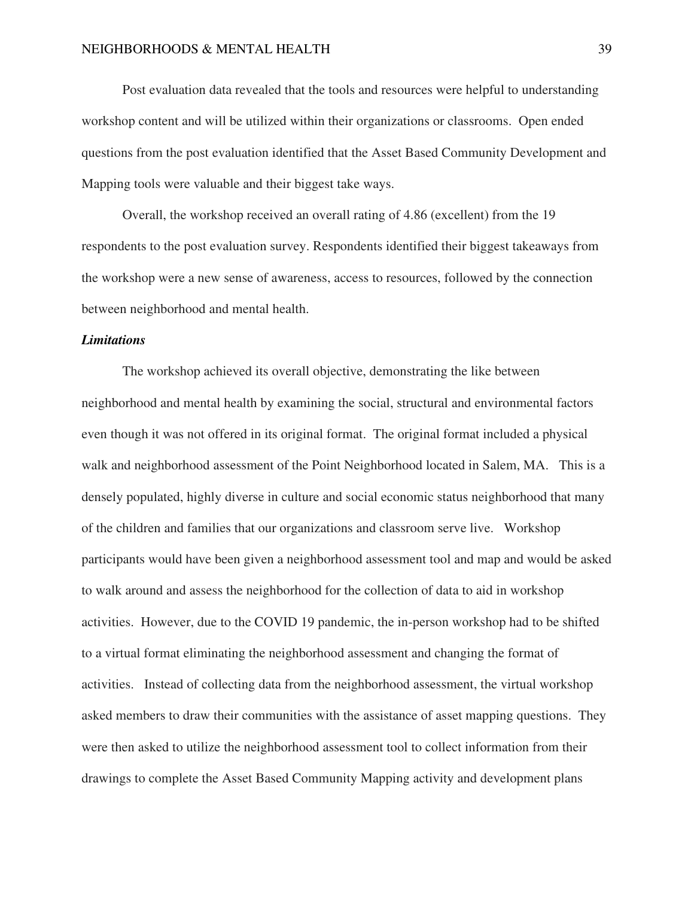Post evaluation data revealed that the tools and resources were helpful to understanding workshop content and will be utilized within their organizations or classrooms. Open ended questions from the post evaluation identified that the Asset Based Community Development and Mapping tools were valuable and their biggest take ways.

Overall, the workshop received an overall rating of 4.86 (excellent) from the 19 respondents to the post evaluation survey. Respondents identified their biggest takeaways from the workshop were a new sense of awareness, access to resources, followed by the connection between neighborhood and mental health.

***Limitations***

The workshop achieved its overall objective, demonstrating the like between neighborhood and mental health by examining the social, structural and environmental factors even though it was not offered in its original format. The original format included a physical walk and neighborhood assessment of the Point Neighborhood located in Salem, MA. This is a densely populated, highly diverse in culture and social economic status neighborhood that many of the children and families that our organizations and classroom serve live. Workshop participants would have been given a neighborhood assessment tool and map and would be asked to walk around and assess the neighborhood for the collection of data to aid in workshop activities. However, due to the COVID 19 pandemic, the in-person workshop had to be shifted to a virtual format eliminating the neighborhood assessment and changing the format of activities. Instead of collecting data from the neighborhood assessment, the virtual workshop asked members to draw their communities with the assistance of asset mapping questions. They were then asked to utilize the neighborhood assessment tool to collect information from their drawings to complete the Asset Based Community Mapping activity and development plans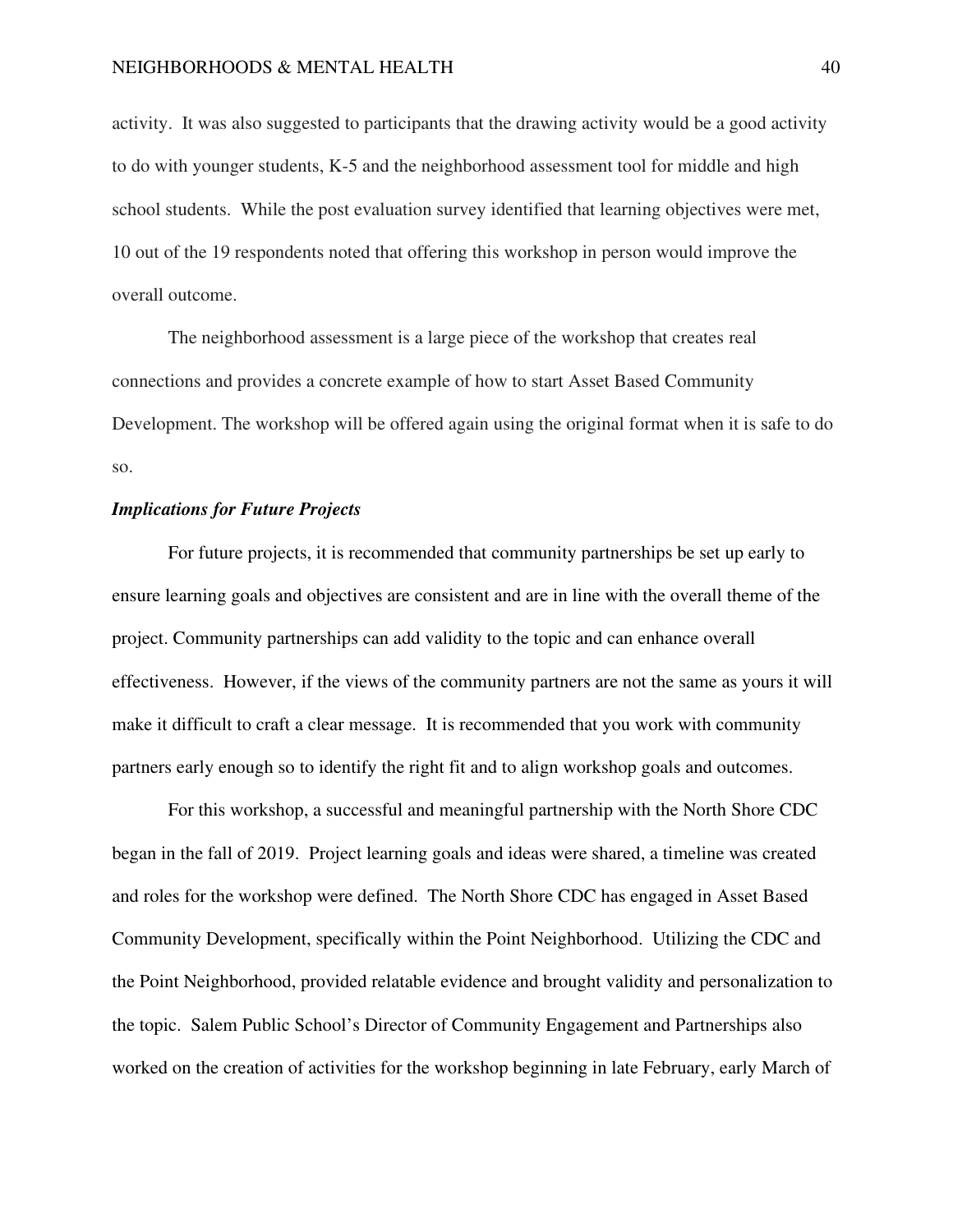activity. It was also suggested to participants that the drawing activity would be a good activity to do with younger students, K-5 and the neighborhood assessment tool for middle and high school students. While the post evaluation survey identified that learning objectives were met, 10 out of the 19 respondents noted that offering this workshop in person would improve the overall outcome.

The neighborhood assessment is a large piece of the workshop that creates real connections and provides a concrete example of how to start Asset Based Community Development. The workshop will be offered again using the original format when it is safe to do so.

***Implications for Future Projects***

For future projects, it is recommended that community partnerships be set up early to ensure learning goals and objectives are consistent and are in line with the overall theme of the project. Community partnerships can add validity to the topic and can enhance overall effectiveness. However, if the views of the community partners are not the same as yours it will make it difficult to craft a clear message. It is recommended that you work with community partners early enough so to identify the right fit and to align workshop goals and outcomes.

For this workshop, a successful and meaningful partnership with the North Shore CDC began in the fall of 2019. Project learning goals and ideas were shared, a timeline was created and roles for the workshop were defined. The North Shore CDC has engaged in Asset Based Community Development, specifically within the Point Neighborhood. Utilizing the CDC and the Point Neighborhood, provided relatable evidence and brought validity and personalization to the topic. Salem Public School's Director of Community Engagement and Partnerships also worked on the creation of activities for the workshop beginning in late February, early March of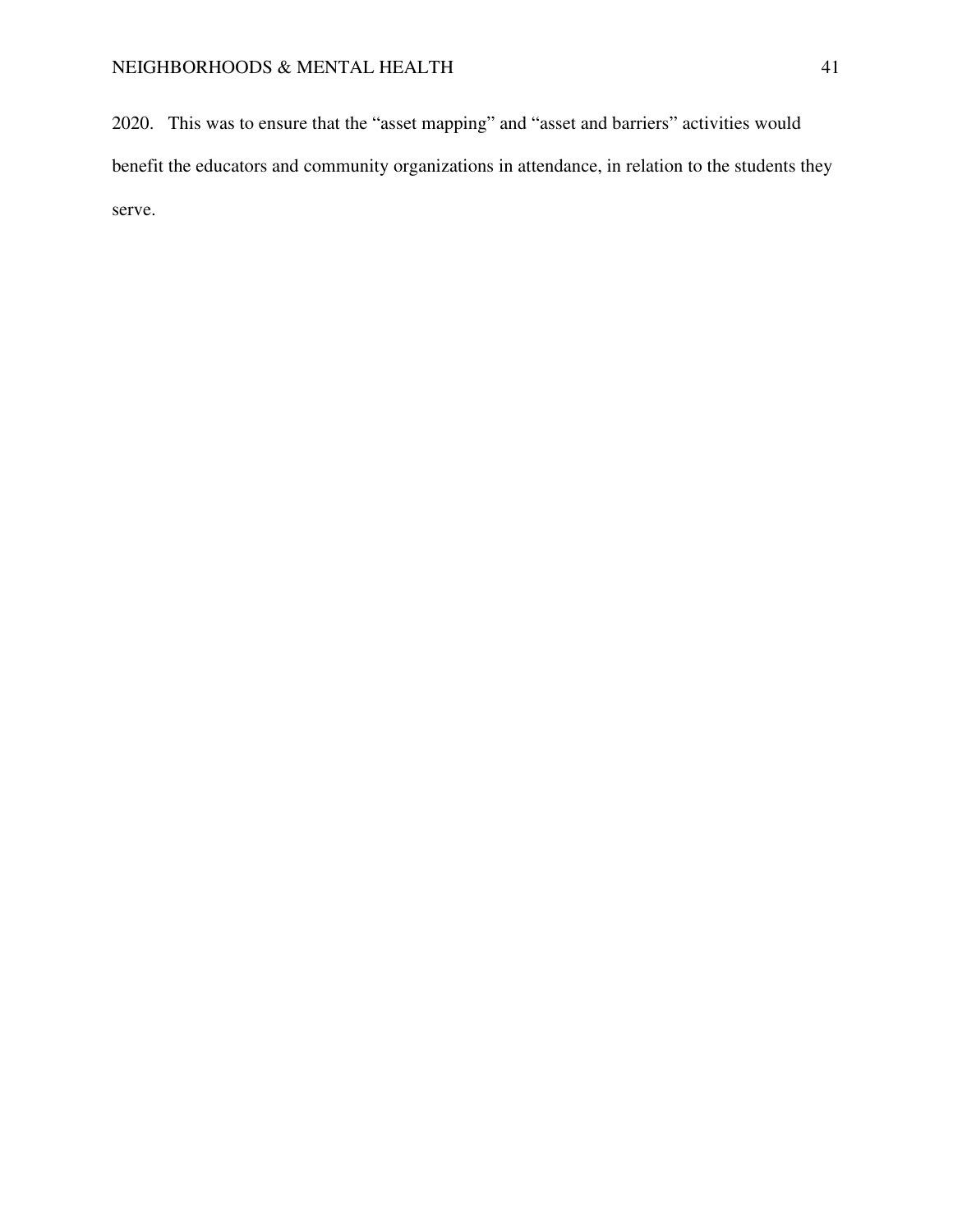2020. This was to ensure that the “asset mapping” and “asset and barriers” activities would benefit the educators and community organizations in attendance, in relation to the students they serve.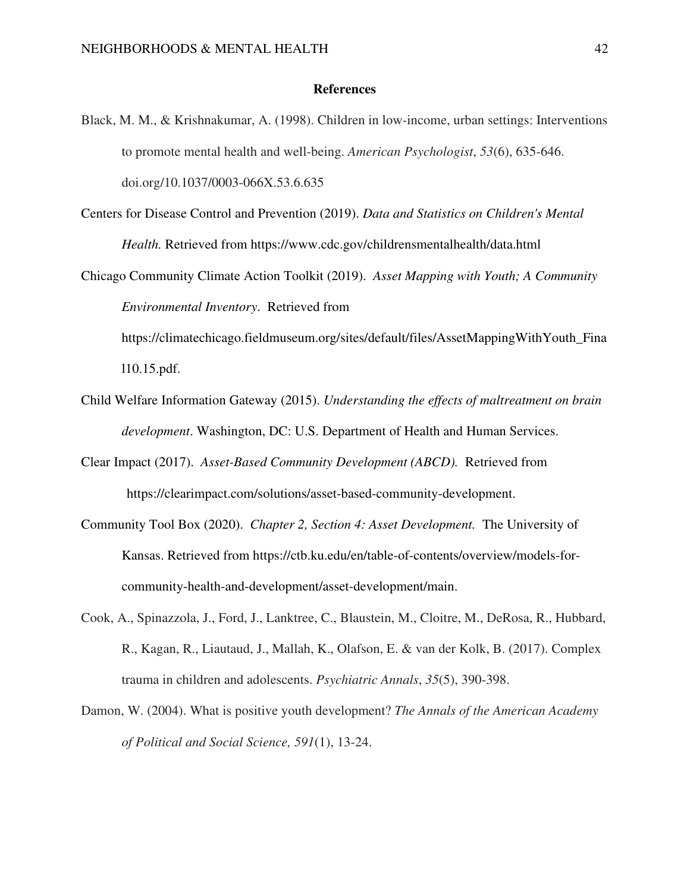# References

Black, M. M., & Krishnakumar, A. (1998). Children in low-income, urban settings: Interventions to promote mental health and well-being. *American Psychologist*, *53*(6), 635-646. doi.org/10.1037/0003-066X.53.6.635

Centers for Disease Control and Prevention (2019). *Data and Statistics on Children's Mental Health.* Retrieved from https://www.cdc.gov/childrensmentalhealth/data.html

Chicago Community Climate Action Toolkit (2019). *Asset Mapping with Youth; A Community Environmental Inventory*. Retrieved from https://climatechicago.fieldmuseum.org/sites/default/files/AssetMappingWithYouth_Final10.15.pdf.

Child Welfare Information Gateway (2015). *Understanding the effects of maltreatment on brain development*. Washington, DC: U.S. Department of Health and Human Services.

Clear Impact (2017). *Asset-Based Community Development (ABCD).* Retrieved from https://clearimpact.com/solutions/asset-based-community-development.

Community Tool Box (2020). *Chapter 2, Section 4: Asset Development.* The University of Kansas. Retrieved from https://ctb.ku.edu/en/table-of-contents/overview/models-for-community-health-and-development/asset-development/main.

Cook, A., Spinazzola, J., Ford, J., Lanktree, C., Blaustein, M., Cloitre, M., DeRosa, R., Hubbard, R., Kagan, R., Liautaud, J., Mallah, K., Olafson, E. & van der Kolk, B. (2017). Complex trauma in children and adolescents. *Psychiatric Annals*, *35*(5), 390-398.

Damon, W. (2004). What is positive youth development? *The Annals of the American Academy of Political and Social Science, 591*(1), 13-24.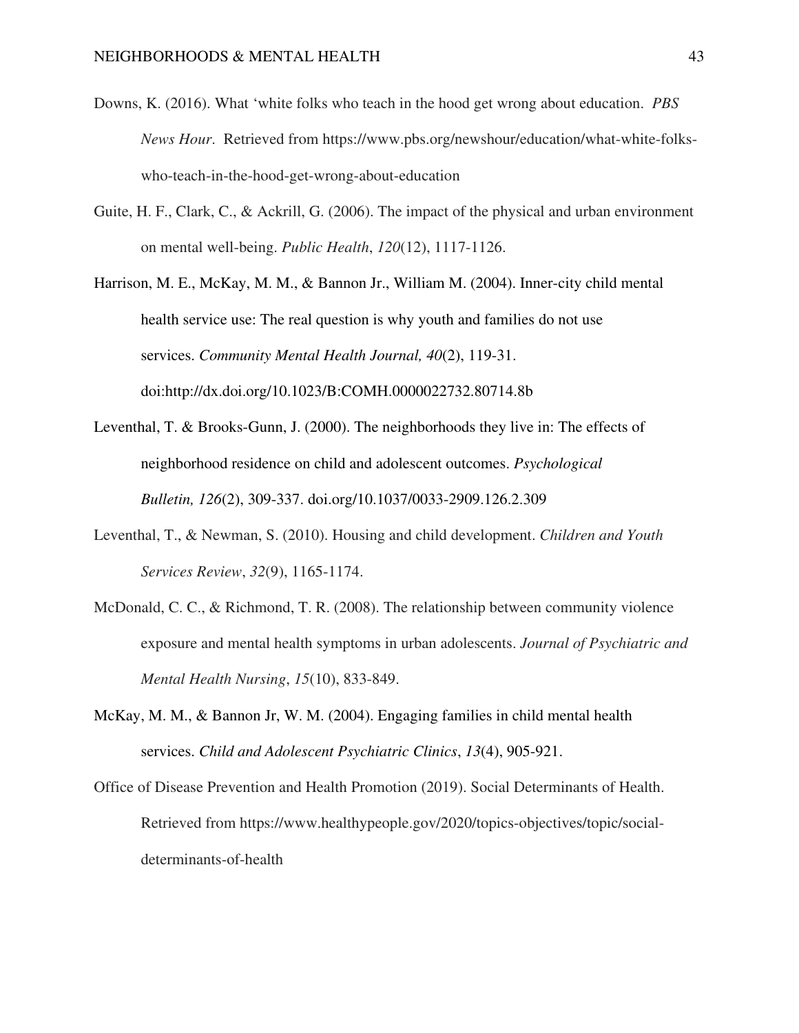Downs, K. (2016). What 'white folks who teach in the hood get wrong about education. *PBS News Hour*. Retrieved from https://www.pbs.org/newshour/education/what-white-folks-who-teach-in-the-hood-get-wrong-about-education

Guite, H. F., Clark, C., & Ackrill, G. (2006). The impact of the physical and urban environment on mental well-being. *Public Health*, *120*(12), 1117-1126.

Harrison, M. E., McKay, M. M., & Bannon Jr., William M. (2004). Inner-city child mental health service use: The real question is why youth and families do not use services. *Community Mental Health Journal, 40*(2), 119-31. doi:http://dx.doi.org/10.1023/B:COMH.0000022732.80714.8b

Leventhal, T. & Brooks-Gunn, J. (2000). The neighborhoods they live in: The effects of neighborhood residence on child and adolescent outcomes. *Psychological Bulletin, 126*(2), 309-337. doi.org/10.1037/0033-2909.126.2.309

Leventhal, T., & Newman, S. (2010). Housing and child development. *Children and Youth Services Review*, *32*(9), 1165-1174.

McDonald, C. C., & Richmond, T. R. (2008). The relationship between community violence exposure and mental health symptoms in urban adolescents. *Journal of Psychiatric and Mental Health Nursing*, *15*(10), 833-849.

McKay, M. M., & Bannon Jr, W. M. (2004). Engaging families in child mental health services. *Child and Adolescent Psychiatric Clinics*, *13*(4), 905-921.

Office of Disease Prevention and Health Promotion (2019). Social Determinants of Health. Retrieved from https://www.healthypeople.gov/2020/topics-objectives/topic/social-determinants-of-health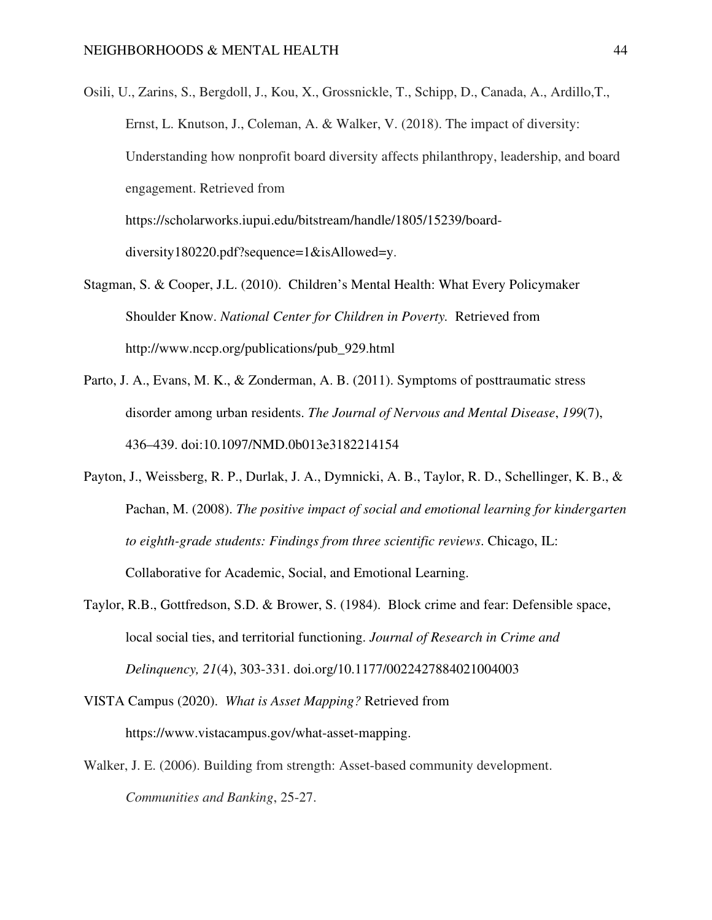Osili, U., Zarins, S., Bergdoll, J., Kou, X., Grossnickle, T., Schipp, D., Canada, A., Ardillo,T., Ernst, L. Knutson, J., Coleman, A. & Walker, V. (2018). The impact of diversity: Understanding how nonprofit board diversity affects philanthropy, leadership, and board engagement. Retrieved from https://scholarworks.iupui.edu/bitstream/handle/1805/15239/board-diversity180220.pdf?sequence=1&isAllowed=y.

Stagman, S. & Cooper, J.L. (2010). Children's Mental Health: What Every Policymaker Shoulder Know. *National Center for Children in Poverty.* Retrieved from http://www.nccp.org/publications/pub_929.html

Parto, J. A., Evans, M. K., & Zonderman, A. B. (2011). Symptoms of posttraumatic stress disorder among urban residents. *The Journal of Nervous and Mental Disease*, *199*(7), 436–439. doi:10.1097/NMD.0b013e3182214154

Payton, J., Weissberg, R. P., Durlak, J. A., Dymnicki, A. B., Taylor, R. D., Schellinger, K. B., & Pachan, M. (2008). *The positive impact of social and emotional learning for kindergarten to eighth-grade students: Findings from three scientific reviews*. Chicago, IL: Collaborative for Academic, Social, and Emotional Learning.

Taylor, R.B., Gottfredson, S.D. & Brower, S. (1984). Block crime and fear: Defensible space, local social ties, and territorial functioning. *Journal of Research in Crime and Delinquency, 21*(4), 303-331. doi.org/10.1177/0022427884021004003

VISTA Campus (2020). *What is Asset Mapping?* Retrieved from https://www.vistacampus.gov/what-asset-mapping.

Walker, J. E. (2006). Building from strength: Asset-based community development. *Communities and Banking*, 25-27.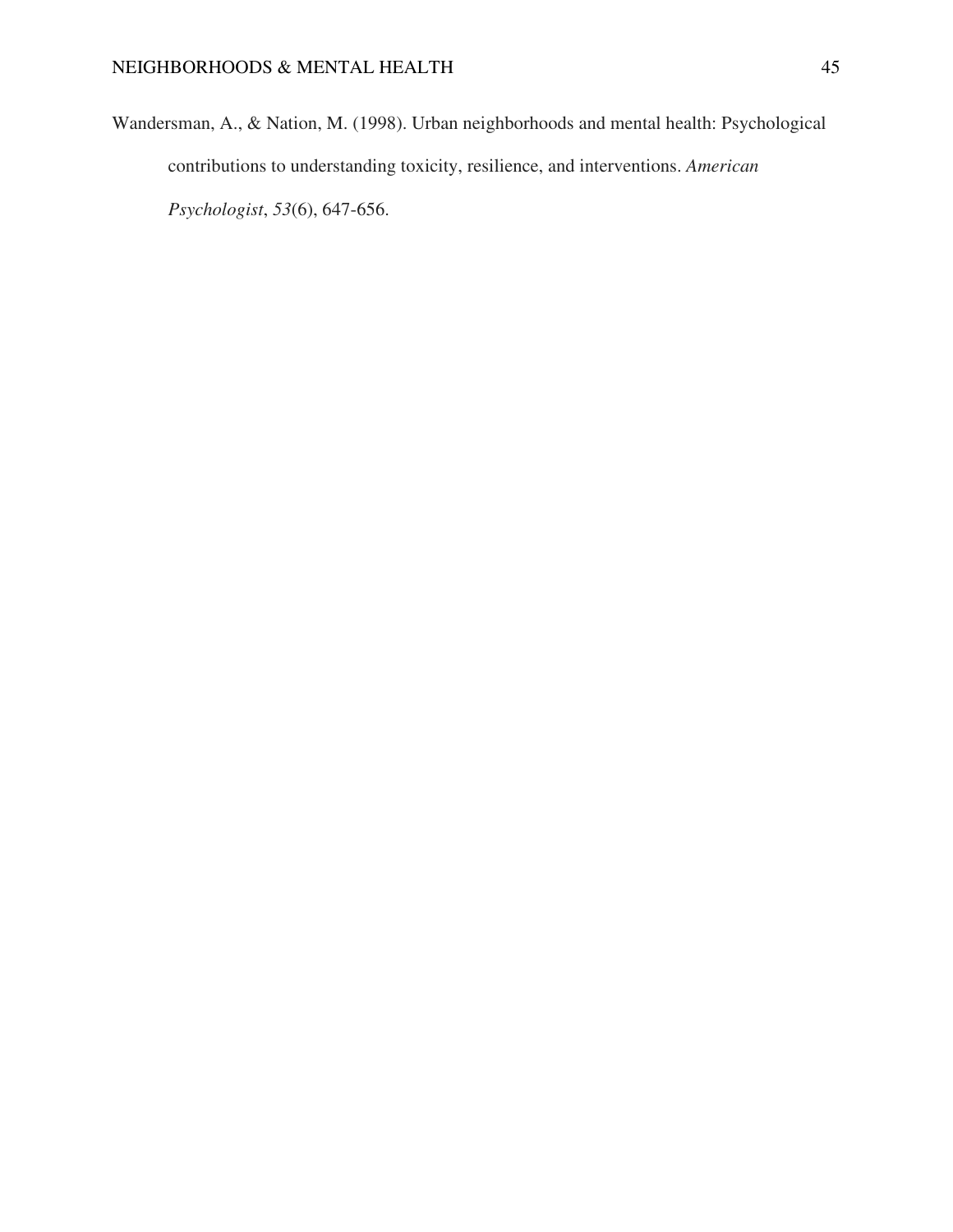Wandersman, A., & Nation, M. (1998). Urban neighborhoods and mental health: Psychological contributions to understanding toxicity, resilience, and interventions. *American Psychologist*, *53*(6), 647-656.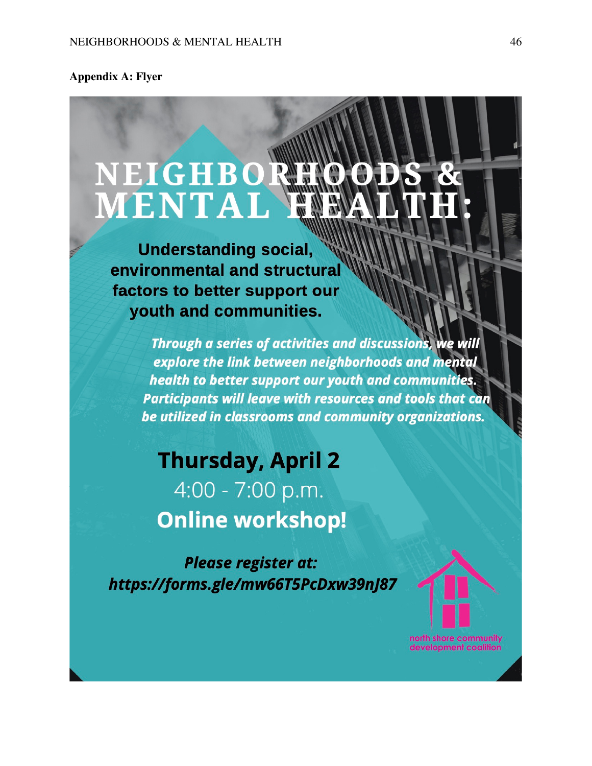**Appendix A: Flyer**

# NEIGHBORHOODS & MENTAL HEALTH:

**Understanding social, environmental and structural factors to better support our youth and communities.**

***Through a series of activities and discussions, we will explore the link between neighborhoods and mental health to better support our youth and communities. Participants will leave with resources and tools that can be utilized in classrooms and community organizations.***

**Thursday, April 2**

4:00 - 7:00 p.m.

**Online workshop!**

***Please register at: https://forms.gle/mw66T5PcDxw39nJ87***

north shore community development coalition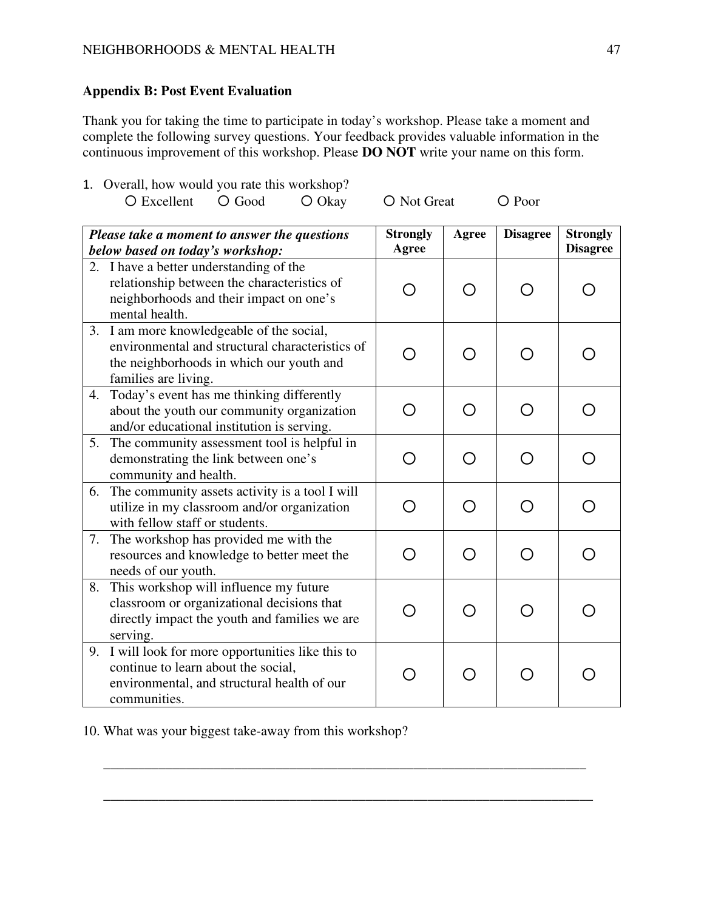**Appendix B: Post Event Evaluation**

Thank you for taking the time to participate in today's workshop. Please take a moment and complete the following survey questions. Your feedback provides valuable information in the continuous improvement of this workshop. Please **DO NOT** write your name on this form.

1. Overall, how would you rate this workshop?
   ○ Excellent ○ Good ○ Okay ○ Not Great ○ Poor

| ***Please take a moment to answer the questions below based on today's workshop:*** | **Strongly Agree** | **Agree** | **Disagree** | **Strongly Disagree** |
|---|---|---|---|---|
| 2. I have a better understanding of the relationship between the characteristics of neighborhoods and their impact on one's mental health. | ○ | ○ | ○ | ○ |
| 3. I am more knowledgeable of the social, environmental and structural characteristics of the neighborhoods in which our youth and families are living. | ○ | ○ | ○ | ○ |
| 4. Today's event has me thinking differently about the youth our community organization and/or educational institution is serving. | ○ | ○ | ○ | ○ |
| 5. The community assessment tool is helpful in demonstrating the link between one's community and health. | ○ | ○ | ○ | ○ |
| 6. The community assets activity is a tool I will utilize in my classroom and/or organization with fellow staff or students. | ○ | ○ | ○ | ○ |
| 7. The workshop has provided me with the resources and knowledge to better meet the needs of our youth. | ○ | ○ | ○ | ○ |
| 8. This workshop will influence my future classroom or organizational decisions that directly impact the youth and families we are serving. | ○ | ○ | ○ | ○ |
| 9. I will look for more opportunities like this to continue to learn about the social, environmental, and structural health of our communities. | ○ | ○ | ○ | ○ |

10. What was your biggest take-away from this workshop?

______________________________________________________________________

______________________________________________________________________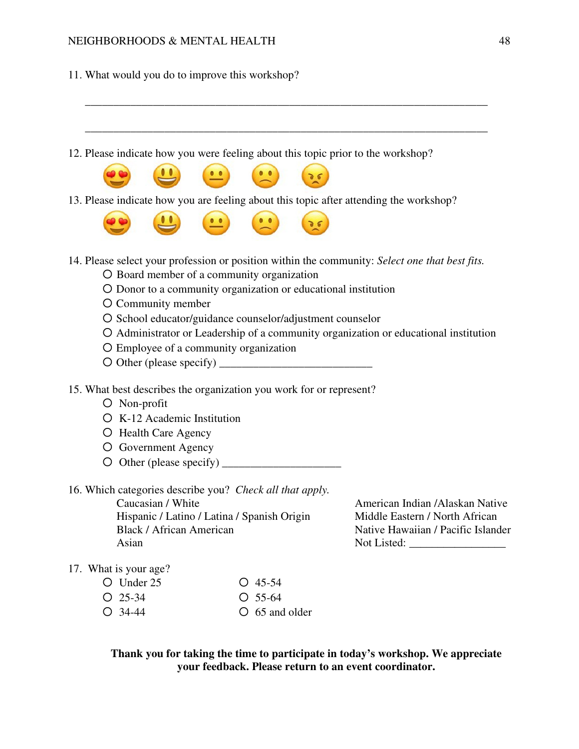11. What would you do to improve this workshop?

\_\_\_\_\_\_\_\_\_\_\_\_\_\_\_\_\_\_\_\_\_\_\_\_\_\_\_\_\_\_\_\_\_\_\_\_\_\_\_\_\_\_\_\_\_\_\_\_\_\_\_\_\_\_\_\_\_\_\_\_\_\_\_\_\_\_\_\_\_\_

\_\_\_\_\_\_\_\_\_\_\_\_\_\_\_\_\_\_\_\_\_\_\_\_\_\_\_\_\_\_\_\_\_\_\_\_\_\_\_\_\_\_\_\_\_\_\_\_\_\_\_\_\_\_\_\_\_\_\_\_\_\_\_\_\_\_\_\_\_\_

12. Please indicate how you were feeling about this topic prior to the workshop?

😍 😃 😐 🙁 😠

13. Please indicate how you are feeling about this topic after attending the workshop?

😍 😃 😐 🙁 😠

14. Please select your profession or position within the community: *Select one that best fits.*

- ○ Board member of a community organization
- ○ Donor to a community organization or educational institution
- ○ Community member
- ○ School educator/guidance counselor/adjustment counselor
- ○ Administrator or Leadership of a community organization or educational institution
- ○ Employee of a community organization
- ○ Other (please specify) \_\_\_\_\_\_\_\_\_\_\_\_\_\_\_\_\_\_\_\_\_\_\_\_\_\_\_

15. What best describes the organization you work for or represent?

- ○ Non-profit
- ○ K-12 Academic Institution
- ○ Health Care Agency
- ○ Government Agency
- ○ Other (please specify) \_\_\_\_\_\_\_\_\_\_\_\_\_\_\_\_\_\_\_\_\_

16. Which categories describe you? *Check all that apply.*

- Caucasian / White
- Hispanic / Latino / Latina / Spanish Origin
- Black / African American
- Asian
- American Indian /Alaskan Native
- Middle Eastern / North African
- Native Hawaiian / Pacific Islander
- Not Listed: \_\_\_\_\_\_\_\_\_\_\_\_\_\_\_\_\_

17. What is your age?

- ○ Under 25
- ○ 25-34
- ○ 34-44
- ○ 45-54
- ○ 55-64
- ○ 65 and older

**Thank you for taking the time to participate in today's workshop. We appreciate your feedback. Please return to an event coordinator.**